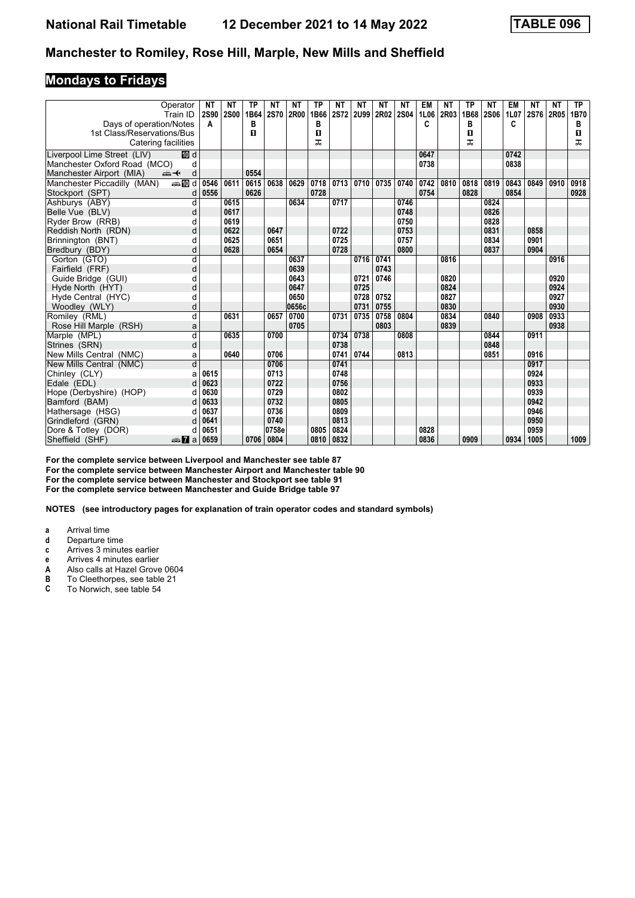# National Rail Timetable 12 December 2021 to 14 May 2022 TABLE 096

## Manchester to Romiley, Rose Hill, Marple, New Mills and Sheffield

### Mondays to Fridays

| Operator | | NT | NT | TP | NT | NT | TP | NT | NT | NT | NT | EM | NT | TP | NT | EM | NT | NT | TP |
|---|---|---|---|---|---|---|---|---|---|---|---|---|---|---|---|---|---|---|---|
| Train ID | | 2S90 | 2S00 | 1B64 | 2S70 | 2R00 | 1B66 | 2S72 | 2U99 | 2R02 | 2S04 | 1L06 | 2R03 | 1B68 | 2S06 | 1L07 | 2S76 | 2R05 | 1B70 |
| Days of operation/Notes | | A | | B | | | B | | | | | C | | B | | C | | | B |
| 1st Class/Reservations/Bus | | | | 1 | | | 1 | | | | | | | 1 | | | | | 1 |
| Catering facilities | | | | | | | ⚌ | | | | | | | ⚌ | | | | | ⚌ |
| Liverpool Lime Street (LIV) 10 | d | | | | | | | | | | | 0647 | | | | 0742 | | | |
| Manchester Oxford Road (MCO) | d | | | | | | | | | | | 0738 | | | | 0838 | | | |
| Manchester Airport (MIA) ✈ | d | | | 0554 | | | | | | | | | | | | | | | |
| Manchester Piccadilly (MAN) 10 | d | 0546 | 0611 | 0615 | 0638 | 0629 | 0718 | 0713 | 0710 | 0735 | 0740 | 0742 | 0810 | 0818 | 0819 | 0843 | 0849 | 0910 | 0918 |
| Stockport (SPT) | d | 0556 | | 0626 | | | 0728 | | | | | 0754 | | 0828 | | 0854 | | | 0928 |
| Ashburys (ABY) | d | | 0615 | | | 0634 | | 0717 | | | 0746 | | | | 0824 | | | | |
| Belle Vue (BLV) | d | | 0617 | | | | | | | | 0748 | | | | 0826 | | | | |
| Ryder Brow (RRB) | d | | 0619 | | | | | | | | 0750 | | | | 0828 | | | | |
| Reddish North (RDN) | d | | 0622 | | 0647 | | | 0722 | | | 0753 | | | | 0831 | | 0858 | | |
| Brinnington (BNT) | d | | 0625 | | 0651 | | | 0725 | | | 0757 | | | | 0834 | | 0901 | | |
| Bredbury (BDY) | d | | 0628 | | 0654 | | | 0728 | | | 0800 | | | | 0837 | | 0904 | | |
| Gorton (GTO) | d | | | | | 0637 | | | 0716 | 0741 | | | 0816 | | | | | 0916 | |
| Fairfield (FRF) | d | | | | | 0639 | | | | 0743 | | | | | | | | | |
| Guide Bridge (GUI) | d | | | | | 0643 | | | 0721 | 0746 | | | 0820 | | | | | 0920 | |
| Hyde North (HYT) | d | | | | | 0647 | | | 0725 | | | | 0824 | | | | | 0924 | |
| Hyde Central (HYC) | d | | | | | 0650 | | | 0728 | 0752 | | | 0827 | | | | | 0927 | |
| Woodley (WLY) | d | | | | | 0656c | | | 0731 | 0755 | | | 0830 | | | | | 0930 | |
| Romiley (RML) | d | | 0631 | | 0657 | 0700 | | 0731 | 0735 | 0758 | 0804 | | 0834 | | 0840 | | 0908 | 0933 | |
| Rose Hill Marple (RSH) | a | | | | | 0705 | | | | 0803 | | | 0839 | | | | | 0938 | |
| Marple (MPL) | d | | 0635 | | 0700 | | | 0734 | 0738 | | 0808 | | | | 0844 | | 0911 | | |
| Strines (SRN) | d | | | | | | | 0738 | | | | | | | 0848 | | | | |
| New Mills Central (NMC) | a | | 0640 | | 0706 | | | 0741 | 0744 | | 0813 | | | | 0851 | | 0916 | | |
| New Mills Central (NMC) | d | | | | 0706 | | | 0741 | | | | | | | | | 0917 | | |
| Chinley (CLY) | a | 0615 | | | 0713 | | | 0748 | | | | | | | | | 0924 | | |
| Edale (EDL) | d | 0623 | | | 0722 | | | 0756 | | | | | | | | | 0933 | | |
| Hope (Derbyshire) (HOP) | d | 0630 | | | 0729 | | | 0802 | | | | | | | | | 0939 | | |
| Bamford (BAM) | d | 0633 | | | 0732 | | | 0805 | | | | | | | | | 0942 | | |
| Hathersage (HSG) | d | 0637 | | | 0736 | | | 0809 | | | | | | | | | 0946 | | |
| Grindleford (GRN) | d | 0641 | | | 0740 | | | 0813 | | | | | | | | | 0950 | | |
| Dore & Totley (DOR) | d | 0651 | | | 0758e | | 0805 | 0824 | | | | 0828 | | | | | 0959 | | |
| Sheffield (SHF) 7 | a | 0659 | | 0706 | 0804 | | 0810 | 0832 | | | | 0836 | | 0909 | | 0934 | 1005 | | 1009 |

**For the complete service between Liverpool and Manchester see table 87**
**For the complete service between Manchester Airport and Manchester table 90**
**For the complete service between Manchester and Stockport see table 91**
**For the complete service between Manchester and Guide Bridge table 97**

**NOTES (see introductory pages for explanation of train operator codes and standard symbols)**

- **a** Arrival time
- **d** Departure time
- **c** Arrives 3 minutes earlier
- **e** Arrives 4 minutes earlier
- **A** Also calls at Hazel Grove 0604
- **B** To Cleethorpes, see table 21
- **C** To Norwich, see table 54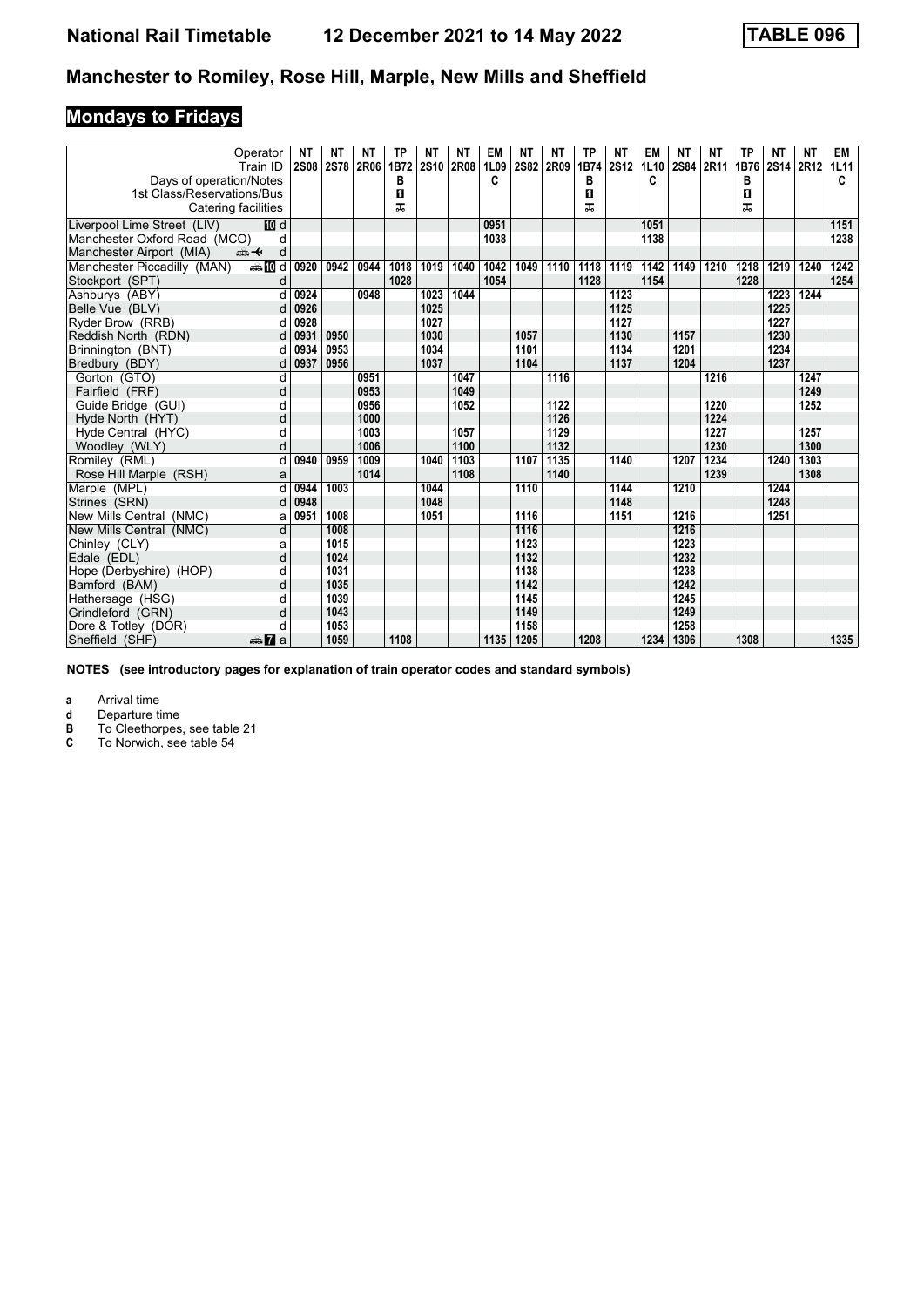# National Rail Timetable 12 December 2021 to 14 May 2022 TABLE 096

## Manchester to Romiley, Rose Hill, Marple, New Mills and Sheffield

### Mondays to Fridays

| Operator | | NT | NT | NT | TP | NT | NT | EM | NT | NT | TP | NT | EM | NT | NT | TP | NT | NT | EM |
|---|---|---|---|---|---|---|---|---|---|---|---|---|---|---|---|---|---|---|---|
| Train ID | | 2S08 | 2S78 | 2R06 | 1B72 | 2S10 | 2R08 | 1L09 | 2S82 | 2R09 | 1B74 | 2S12 | 1L10 | 2S84 | 2R11 | 1B76 | 2S14 | 2R12 | 1L11 |
| Days of operation/Notes | | | | | B | | | C | | | B | | C | | | B | | | C |
| 1st Class/Reservations/Bus | | | | | 1 | | | | | | 1 | | | | | 1 | | | |
| Catering facilities | | | | | ⊼ | | | | | | ⊼ | | | | | ⊼ | | | |
| Liverpool Lime Street (LIV) | 10 d | | | | | | | 0951 | | | | | 1051 | | | | | | 1151 |
| Manchester Oxford Road (MCO) | d | | | | | | | 1038 | | | | | 1138 | | | | | | 1238 |
| Manchester Airport (MIA) | d | | | | | | | | | | | | | | | | | | |
| Manchester Piccadilly (MAN) | 10 d | 0920 | 0942 | 0944 | 1018 | 1019 | 1040 | 1042 | 1049 | 1110 | 1118 | 1119 | 1142 | 1149 | 1210 | 1218 | 1219 | 1240 | 1242 |
| Stockport (SPT) | d | | | | 1028 | | | 1054 | | | 1128 | | 1154 | | | 1228 | | | 1254 |
| Ashburys (ABY) | d | 0924 | | 0948 | | 1023 | 1044 | | | | | 1123 | | | | | 1223 | 1244 | |
| Belle Vue (BLV) | d | 0926 | | | | 1025 | | | | | | 1125 | | | | | 1225 | | |
| Ryder Brow (RRB) | d | 0928 | | | | 1027 | | | | | | 1127 | | | | | 1227 | | |
| Reddish North (RDN) | d | 0931 | 0950 | | | 1030 | | | 1057 | | | 1130 | | 1157 | | | 1230 | | |
| Brinnington (BNT) | d | 0934 | 0953 | | | 1034 | | | 1101 | | | 1134 | | 1201 | | | 1234 | | |
| Bredbury (BDY) | d | 0937 | 0956 | | | 1037 | | | 1104 | | | 1137 | | 1204 | | | 1237 | | |
| Gorton (GTO) | d | | | 0951 | | | 1047 | | | 1116 | | | | | 1216 | | | 1247 | |
| Fairfield (FRF) | d | | | 0953 | | | 1049 | | | | | | | | | | | 1249 | |
| Guide Bridge (GUI) | d | | | 0956 | | | 1052 | | | 1122 | | | | | 1220 | | | 1252 | |
| Hyde North (HYT) | d | | | 1000 | | | | | | 1126 | | | | | 1224 | | | | |
| Hyde Central (HYC) | d | | | 1003 | | | 1057 | | | 1129 | | | | | 1227 | | | 1257 | |
| Woodley (WLY) | d | | | 1006 | | | 1100 | | | 1132 | | | | | 1230 | | | 1300 | |
| Romiley (RML) | d | 0940 | 0959 | 1009 | | 1040 | 1103 | | 1107 | 1135 | | 1140 | | 1207 | 1234 | | 1240 | 1303 | |
| Rose Hill Marple (RSH) | a | | | 1014 | | | 1108 | | | 1140 | | | | | 1239 | | | 1308 | |
| Marple (MPL) | d | 0944 | 1003 | | | 1044 | | | 1110 | | | 1144 | | 1210 | | | 1244 | | |
| Strines (SRN) | d | 0948 | | | | 1048 | | | | | | 1148 | | | | | 1248 | | |
| New Mills Central (NMC) | a | 0951 | 1008 | | | 1051 | | | 1116 | | | 1151 | | 1216 | | | 1251 | | |
| New Mills Central (NMC) | d | | 1008 | | | | | | 1116 | | | | | 1216 | | | | | |
| Chinley (CLY) | a | | 1015 | | | | | | 1123 | | | | | 1223 | | | | | |
| Edale (EDL) | d | | 1024 | | | | | | 1132 | | | | | 1232 | | | | | |
| Hope (Derbyshire) (HOP) | d | | 1031 | | | | | | 1138 | | | | | 1238 | | | | | |
| Bamford (BAM) | d | | 1035 | | | | | | 1142 | | | | | 1242 | | | | | |
| Hathersage (HSG) | d | | 1039 | | | | | | 1145 | | | | | 1245 | | | | | |
| Grindleford (GRN) | d | | 1043 | | | | | | 1149 | | | | | 1249 | | | | | |
| Dore & Totley (DOR) | d | | 1053 | | | | | | 1158 | | | | | 1258 | | | | | |
| Sheffield (SHF) | 7 a | | 1059 | | 1108 | | | 1135 | 1205 | | 1208 | | 1234 | 1306 | | 1308 | | | 1335 |

**NOTES (see introductory pages for explanation of train operator codes and standard symbols)**

- **a** Arrival time
- **d** Departure time
- **B** To Cleethorpes, see table 21
- **C** To Norwich, see table 54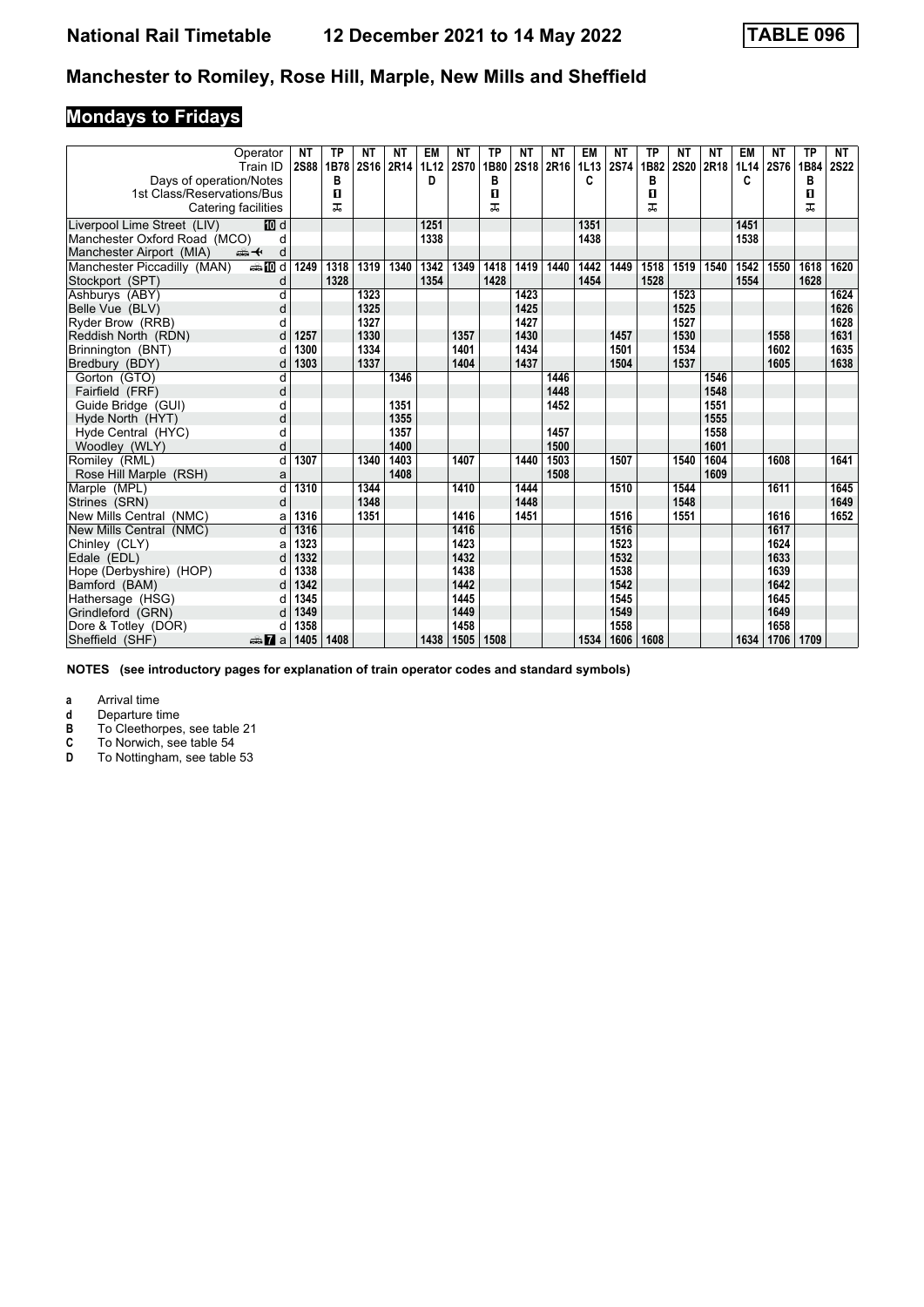# National Rail Timetable 12 December 2021 to 14 May 2022 TABLE 096

## Manchester to Romiley, Rose Hill, Marple, New Mills and Sheffield

### Mondays to Fridays

| Operator | | NT | TP | NT | NT | EM | NT | TP | NT | NT | EM | NT | TP | NT | NT | EM | NT | TP | NT |
|---|---|---|---|---|---|---|---|---|---|---|---|---|---|---|---|---|---|---|---|
| Train ID | | 2S88 | 1B78 | 2S16 | 2R14 | 1L12 | 2S70 | 1B80 | 2S18 | 2R16 | 1L13 | 2S74 | 1B82 | 2S20 | 2R18 | 1L14 | 2S76 | 1B84 | 2S22 |
| Days of operation/Notes | | | B | | | D | | B | | | C | | B | | | C | | B | |
| 1st Class/Reservations/Bus | | | ◼ | | | | | ◼ | | | | | ◼ | | | | | ◼ | |
| Catering facilities | | | ⚹ | | | | | ⚹ | | | | | ⚹ | | | | | ⚹ | |
| Liverpool Lime Street (LIV) | 10 d | | | | | 1251 | | | | | 1351 | | | | | 1451 | | | |
| Manchester Oxford Road (MCO) | d | | | | | 1338 | | | | | 1438 | | | | | 1538 | | | |
| Manchester Airport (MIA) | d | | | | | | | | | | | | | | | | | | |
| Manchester Piccadilly (MAN) | 10 d | 1249 | 1318 | 1319 | 1340 | 1342 | 1349 | 1418 | 1419 | 1440 | 1442 | 1449 | 1518 | 1519 | 1540 | 1542 | 1550 | 1618 | 1620 |
| Stockport (SPT) | d | | 1328 | | | 1354 | | 1428 | | | 1454 | | 1528 | | | 1554 | | 1628 | |
| Ashburys (ABY) | d | | | 1323 | | | | | 1423 | | | | | 1523 | | | | | 1624 |
| Belle Vue (BLV) | d | | | 1325 | | | | | 1425 | | | | | 1525 | | | | | 1626 |
| Ryder Brow (RRB) | d | | | 1327 | | | | | 1427 | | | | | 1527 | | | | | 1628 |
| Reddish North (RDN) | d | 1257 | | 1330 | | | 1357 | | 1430 | | | 1457 | | 1530 | | | 1558 | | 1631 |
| Brinnington (BNT) | d | 1300 | | 1334 | | | 1401 | | 1434 | | | 1501 | | 1534 | | | 1602 | | 1635 |
| Bredbury (BDY) | d | 1303 | | 1337 | | | 1404 | | 1437 | | | 1504 | | 1537 | | | 1605 | | 1638 |
| Gorton (GTO) | d | | | | 1346 | | | | | 1446 | | | | | 1546 | | | | |
| Fairfield (FRF) | d | | | | | | | | | 1448 | | | | | 1548 | | | | |
| Guide Bridge (GUI) | d | | | | 1351 | | | | | 1452 | | | | | 1551 | | | | |
| Hyde North (HYT) | d | | | | 1355 | | | | | | | | | | 1555 | | | | |
| Hyde Central (HYC) | d | | | | 1357 | | | | | 1457 | | | | | 1558 | | | | |
| Woodley (WLY) | d | | | | 1400 | | | | | 1500 | | | | | 1601 | | | | |
| Romiley (RML) | d | 1307 | | 1340 | 1403 | | 1407 | | 1440 | 1503 | | 1507 | | 1540 | 1604 | | 1608 | | 1641 |
| Rose Hill Marple (RSH) | a | | | | 1408 | | | | | 1508 | | | | | 1609 | | | | |
| Marple (MPL) | d | 1310 | | 1344 | | | 1410 | | 1444 | | | 1510 | | 1544 | | | 1611 | | 1645 |
| Strines (SRN) | d | | | 1348 | | | | | 1448 | | | | | 1548 | | | | | 1649 |
| New Mills Central (NMC) | a | 1316 | | 1351 | | | 1416 | | 1451 | | | 1516 | | 1551 | | | 1616 | | 1652 |
| New Mills Central (NMC) | d | 1316 | | | | | 1416 | | | | | 1516 | | | | | 1617 | | |
| Chinley (CLY) | a | 1323 | | | | | 1423 | | | | | 1523 | | | | | 1624 | | |
| Edale (EDL) | d | 1332 | | | | | 1432 | | | | | 1532 | | | | | 1633 | | |
| Hope (Derbyshire) (HOP) | d | 1338 | | | | | 1438 | | | | | 1538 | | | | | 1639 | | |
| Bamford (BAM) | d | 1342 | | | | | 1442 | | | | | 1542 | | | | | 1642 | | |
| Hathersage (HSG) | d | 1345 | | | | | 1445 | | | | | 1545 | | | | | 1645 | | |
| Grindleford (GRN) | d | 1349 | | | | | 1449 | | | | | 1549 | | | | | 1649 | | |
| Dore & Totley (DOR) | d | 1358 | | | | | 1458 | | | | | 1558 | | | | | 1658 | | |
| Sheffield (SHF) | 7 a | 1405 | 1408 | | | 1438 | 1505 | 1508 | | | 1534 | 1606 | 1608 | | | 1634 | 1706 | 1709 | |

**NOTES (see introductory pages for explanation of train operator codes and standard symbols)**

- **a** Arrival time
- **d** Departure time
- **B** To Cleethorpes, see table 21
- **C** To Norwich, see table 54
- **D** To Nottingham, see table 53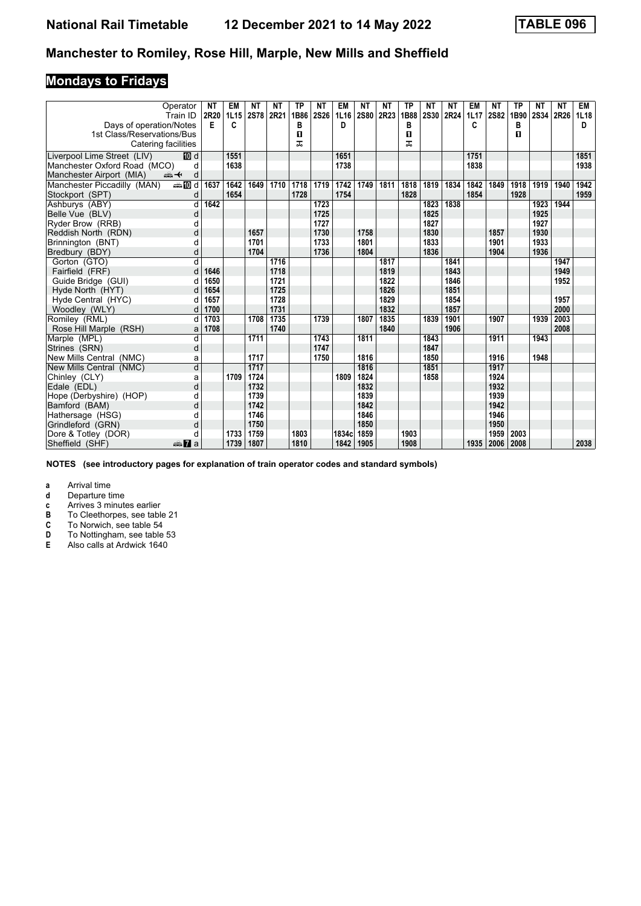# Manchester to Romiley, Rose Hill, Marple, New Mills and Sheffield

## Mondays to Fridays

| Operator | | NT | EM | NT | NT | TP | NT | EM | NT | NT | TP | NT | NT | EM | NT | TP | NT | NT | EM |
|---|---|---|---|---|---|---|---|---|---|---|---|---|---|---|---|---|---|---|---|
| Train ID | | 2R20 | 1L15 | 2S78 | 2R21 | 1B86 | 2S26 | 1L16 | 2S80 | 2R23 | 1B88 | 2S30 | 2R24 | 1L17 | 2S82 | 1B90 | 2S34 | 2R26 | 1L18 |
| Days of operation/Notes | | E | C | | | B | | D | | | B | | | C | | B | | | D |
| 1st Class/Reservations/Bus | | | | | | 1 | | | | | 1 | | | | | 1 | | | |
| Catering facilities | | | | | | ✠ | | | | | ✠ | | | | | | | | |
| Liverpool Lime Street (LIV) | 10 d | | 1551 | | | | | 1651 | | | | | | 1751 | | | | | 1851 |
| Manchester Oxford Road (MCO) | d | | 1638 | | | | | 1738 | | | | | | 1838 | | | | | 1938 |
| Manchester Airport (MIA) | ✈ d | | | | | | | | | | | | | | | | | | |
| Manchester Piccadilly (MAN) | 10 d | 1637 | 1642 | 1649 | 1710 | 1718 | 1719 | 1742 | 1749 | 1811 | 1818 | 1819 | 1834 | 1842 | 1849 | 1918 | 1919 | 1940 | 1942 |
| Stockport (SPT) | d | | 1654 | | | 1728 | | 1754 | | | 1828 | | | 1854 | | 1928 | | | 1959 |
| Ashburys (ABY) | d | 1642 | | | | | 1723 | | | | | 1823 | 1838 | | | | 1923 | 1944 | |
| Belle Vue (BLV) | d | | | | | | 1725 | | | | | 1825 | | | | | 1925 | | |
| Ryder Brow (RRB) | d | | | | | | 1727 | | | | | 1827 | | | | | 1927 | | |
| Reddish North (RDN) | d | | | 1657 | | | 1730 | | 1758 | | | 1830 | | | 1857 | | 1930 | | |
| Brinnington (BNT) | d | | | 1701 | | | 1733 | | 1801 | | | 1833 | | | 1901 | | 1933 | | |
| Bredbury (BDY) | d | | | 1704 | | | 1736 | | 1804 | | | 1836 | | | 1904 | | 1936 | | |
| Gorton (GTO) | d | | | | 1716 | | | | | 1817 | | | 1841 | | | | | 1947 | |
| Fairfield (FRF) | d | 1646 | | | 1718 | | | | | 1819 | | | 1843 | | | | | 1949 | |
| Guide Bridge (GUI) | d | 1650 | | | 1721 | | | | | 1822 | | | 1846 | | | | | 1952 | |
| Hyde North (HYT) | d | 1654 | | | 1725 | | | | | 1826 | | | 1851 | | | | | | |
| Hyde Central (HYC) | d | 1657 | | | 1728 | | | | | 1829 | | | 1854 | | | | | 1957 | |
| Woodley (WLY) | d | 1700 | | | 1731 | | | | | 1832 | | | 1857 | | | | | 2000 | |
| Romiley (RML) | d | 1703 | | 1708 | 1735 | | 1739 | | 1807 | 1835 | | 1839 | 1901 | | 1907 | | 1939 | 2003 | |
| Rose Hill Marple (RSH) | a | 1708 | | | 1740 | | | | | 1840 | | | 1906 | | | | | 2008 | |
| Marple (MPL) | d | | | 1711 | | | 1743 | | 1811 | | | 1843 | | | 1911 | | 1943 | | |
| Strines (SRN) | d | | | | | | 1747 | | | | | 1847 | | | | | | | |
| New Mills Central (NMC) | a | | | 1717 | | | 1750 | | 1816 | | | 1850 | | | 1916 | | 1948 | | |
| New Mills Central (NMC) | d | | | 1717 | | | | | 1816 | | | 1851 | | | 1917 | | | | |
| Chinley (CLY) | a | | 1709 | 1724 | | | | 1809 | 1824 | | | 1858 | | | 1924 | | | | |
| Edale (EDL) | d | | | 1732 | | | | | 1832 | | | | | | 1932 | | | | |
| Hope (Derbyshire) (HOP) | d | | | 1739 | | | | | 1839 | | | | | | 1939 | | | | |
| Bamford (BAM) | d | | | 1742 | | | | | 1842 | | | | | | 1942 | | | | |
| Hathersage (HSG) | d | | | 1746 | | | | | 1846 | | | | | | 1946 | | | | |
| Grindleford (GRN) | d | | | 1750 | | | | | 1850 | | | | | | 1950 | | | | |
| Dore & Totley (DOR) | d | | 1733 | 1759 | | 1803 | | 1834c | 1859 | | 1903 | | | | 1959 | 2003 | | | |
| Sheffield (SHF) | 7 a | | 1739 | 1807 | | 1810 | | 1842 | 1905 | | 1908 | | | 1935 | 2006 | 2008 | | | 2038 |

**NOTES (see introductory pages for explanation of train operator codes and standard symbols)**

- **a** Arrival time
- **d** Departure time
- **c** Arrives 3 minutes earlier
- **B** To Cleethorpes, see table 21
- **C** To Norwich, see table 54
- **D** To Nottingham, see table 53
- **E** Also calls at Ardwick 1640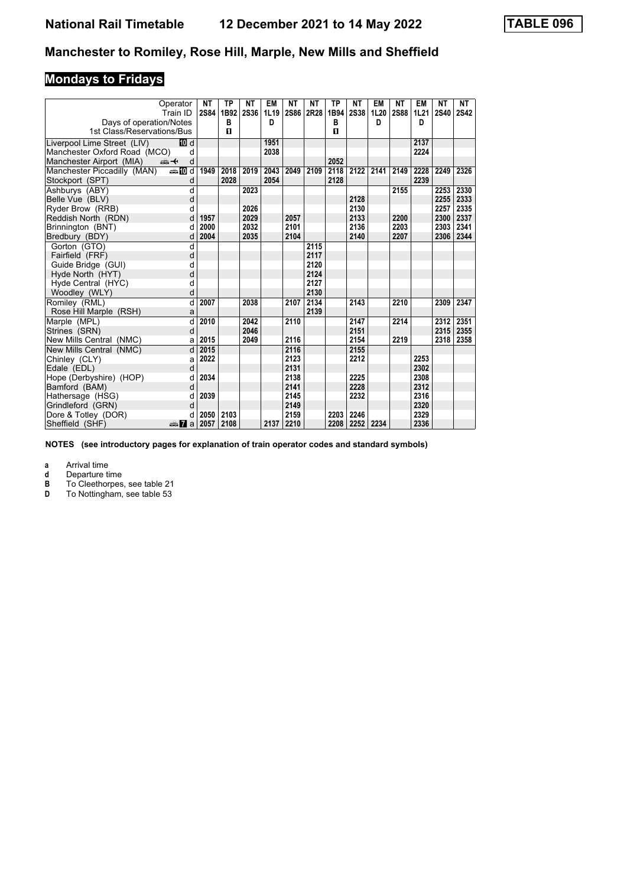# Manchester to Romiley, Rose Hill, Marple, New Mills and Sheffield

## Mondays to Fridays

| Operator | | NT | TP | NT | EM | NT | NT | TP | NT | EM | NT | EM | NT | NT |
|---|---|---|---|---|---|---|---|---|---|---|---|---|---|---|
| Train ID | | 2S84 | 1B92 | 2S36 | 1L19 | 2S86 | 2R28 | 1B94 | 2S38 | 1L20 | 2S88 | 1L21 | 2S40 | 2S42 |
| Days of operation/Notes | | | B | | D | | | B | | D | | D | | |
| 1st Class/Reservations/Bus | | | ■ | | | | | ■ | | | | | | |
| Liverpool Lime Street (LIV) | 10 d | | | | 1951 | | | | | | | 2137 | | |
| Manchester Oxford Road (MCO) | d | | | | 2038 | | | | | | | 2224 | | |
| Manchester Airport (MIA) | d | | | | | | | 2052 | | | | | | |
| Manchester Piccadilly (MAN) | 10 d | 1949 | 2018 | 2019 | 2043 | 2049 | 2109 | 2118 | 2122 | 2141 | 2149 | 2228 | 2249 | 2326 |
| Stockport (SPT) | d | | 2028 | | 2054 | | | 2128 | | | | 2239 | | |
| Ashburys (ABY) | d | | | 2023 | | | | | | | 2155 | | 2253 | 2330 |
| Belle Vue (BLV) | d | | | | | | | | 2128 | | | | 2255 | 2333 |
| Ryder Brow (RRB) | d | | | 2026 | | | | | 2130 | | | | 2257 | 2335 |
| Reddish North (RDN) | d | 1957 | | 2029 | | 2057 | | | 2133 | | 2200 | | 2300 | 2337 |
| Brinnington (BNT) | d | 2000 | | 2032 | | 2101 | | | 2136 | | 2203 | | 2303 | 2341 |
| Bredbury (BDY) | d | 2004 | | 2035 | | 2104 | | | 2140 | | 2207 | | 2306 | 2344 |
| Gorton (GTO) | d | | | | | | 2115 | | | | | | | |
| Fairfield (FRF) | d | | | | | | 2117 | | | | | | | |
| Guide Bridge (GUI) | d | | | | | | 2120 | | | | | | | |
| Hyde North (HYT) | d | | | | | | 2124 | | | | | | | |
| Hyde Central (HYC) | d | | | | | | 2127 | | | | | | | |
| Woodley (WLY) | d | | | | | | 2130 | | | | | | | |
| Romiley (RML) | d | 2007 | | 2038 | | 2107 | 2134 | | 2143 | | 2210 | | 2309 | 2347 |
| Rose Hill Marple (RSH) | a | | | | | | 2139 | | | | | | | |
| Marple (MPL) | d | 2010 | | 2042 | | 2110 | | | 2147 | | 2214 | | 2312 | 2351 |
| Strines (SRN) | d | | | 2046 | | | | | 2151 | | | | 2315 | 2355 |
| New Mills Central (NMC) | a | 2015 | | 2049 | | 2116 | | | 2154 | | 2219 | | 2318 | 2358 |
| New Mills Central (NMC) | d | 2015 | | | | 2116 | | | 2155 | | | | | |
| Chinley (CLY) | a | 2022 | | | | 2123 | | | 2212 | | | 2253 | | |
| Edale (EDL) | d | | | | | 2131 | | | | | | 2302 | | |
| Hope (Derbyshire) (HOP) | d | 2034 | | | | 2138 | | | 2225 | | | 2308 | | |
| Bamford (BAM) | d | | | | | 2141 | | | 2228 | | | 2312 | | |
| Hathersage (HSG) | d | 2039 | | | | 2145 | | | 2232 | | | 2316 | | |
| Grindleford (GRN) | d | | | | | 2149 | | | | | | 2320 | | |
| Dore & Totley (DOR) | d | 2050 | 2103 | | | 2159 | | 2203 | 2246 | | | 2329 | | |
| Sheffield (SHF) | 7 a | 2057 | 2108 | | 2137 | 2210 | | 2208 | 2252 | 2234 | | 2336 | | |

**NOTES (see introductory pages for explanation of train operator codes and standard symbols)**

- **a** Arrival time
- **d** Departure time
- **B** To Cleethorpes, see table 21
- **D** To Nottingham, see table 53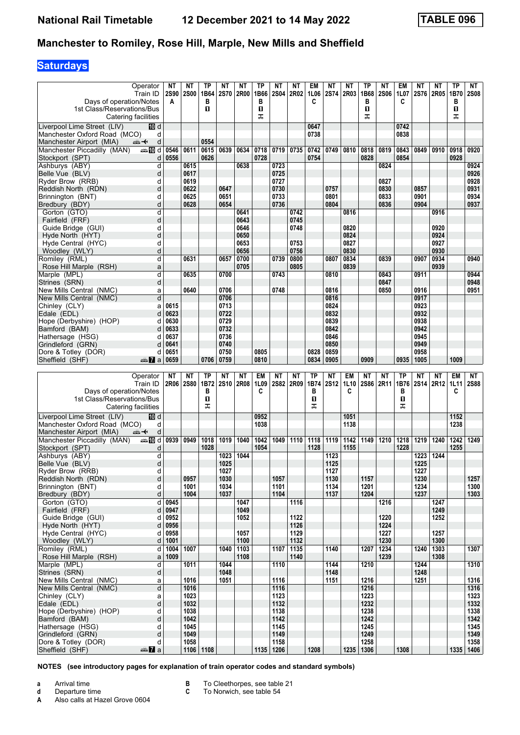# National Rail Timetable    12 December 2021 to 14 May 2022    TABLE 096

## Manchester to Romiley, Rose Hill, Marple, New Mills and Sheffield

### Saturdays

| Operator | | NT | NT | TP | NT | NT | TP | NT | NT | EM | NT | NT | TP | NT | EM | NT | NT | TP | NT |
|---|---|---|---|---|---|---|---|---|---|---|---|---|---|---|---|---|---|---|---|
| Train ID | | 2S90 | 2S00 | 1B64 | 2S70 | 2R00 | 1B66 | 2S04 | 2R02 | 1L06 | 2S74 | 2R03 | 1B68 | 2S06 | 1L07 | 2S76 | 2R05 | 1B70 | 2S08 |
| Days of operation/Notes | | A | | B | | | B | | | C | | | B | | C | | | B | |
| 1st Class/Reservations/Bus | | | | ◼ | | | ◼ | | | | | | ◼ | | | | | ◼ | |
| Catering facilities | | | | | | | ⚹ | | | | | | ⚹ | | | | | ⚹ | |
| Liverpool Lime Street (LIV) | 10 d | | | | | | | | | 0647 | | | | | 0742 | | | | |
| Manchester Oxford Road (MCO) | d | | | | | | | | | 0738 | | | | | 0838 | | | | |
| Manchester Airport (MIA) | d | | | 0554 | | | | | | | | | | | | | | | |
| Manchester Piccadilly (MAN) | 10 d | 0546 | 0611 | 0615 | 0639 | 0634 | 0718 | 0719 | 0735 | 0742 | 0749 | 0810 | 0818 | 0819 | 0843 | 0849 | 0910 | 0918 | 0920 |
| Stockport (SPT) | d | 0556 | | 0626 | | | 0728 | | | 0754 | | | 0828 | | 0854 | | | 0928 | |
| Ashburys (ABY) | d | | 0615 | | | 0638 | | 0723 | | | | | | 0824 | | | | | 0924 |
| Belle Vue (BLV) | d | | 0617 | | | | | 0725 | | | | | | | | | | | 0926 |
| Ryder Brow (RRB) | d | | 0619 | | | | | 0727 | | | | | | 0827 | | | | | 0928 |
| Reddish North (RDN) | d | | 0622 | | 0647 | | | 0730 | | | 0757 | | | 0830 | | 0857 | | | 0931 |
| Brinnington (BNT) | d | | 0625 | | 0651 | | | 0733 | | | 0801 | | | 0833 | | 0901 | | | 0934 |
| Bredbury (BDY) | d | | 0628 | | 0654 | | | 0736 | | | 0804 | | | 0836 | | 0904 | | | 0937 |
| Gorton (GTO) | d | | | | | 0641 | | | 0742 | | | 0816 | | | | | 0916 | | |
| Fairfield (FRF) | d | | | | | 0643 | | | 0745 | | | | | | | | | | |
| Guide Bridge (GUI) | d | | | | | 0646 | | | 0748 | | | 0820 | | | | | 0920 | | |
| Hyde North (HYT) | d | | | | | 0650 | | | | | | 0824 | | | | | 0924 | | |
| Hyde Central (HYC) | d | | | | | 0653 | | | 0753 | | | 0827 | | | | | 0927 | | |
| Woodley (WLY) | d | | | | | 0656 | | | 0756 | | | 0830 | | | | | 0930 | | |
| Romiley (RML) | d | | 0631 | | 0657 | 0700 | | 0739 | 0800 | | 0807 | 0834 | | 0839 | | 0907 | 0934 | | 0940 |
| Rose Hill Marple (RSH) | a | | | | | 0705 | | | 0805 | | | 0839 | | | | | 0939 | | |
| Marple (MPL) | d | | 0635 | | 0700 | | | 0743 | | | 0810 | | | 0843 | | 0911 | | | 0944 |
| Strines (SRN) | d | | | | | | | | | | | | | 0847 | | | | | 0948 |
| New Mills Central (NMC) | a | | 0640 | | 0706 | | | 0748 | | | 0816 | | | 0850 | | 0916 | | | 0951 |
| New Mills Central (NMC) | d | | | | 0706 | | | | | | 0816 | | | | | 0917 | | | |
| Chinley (CLY) | a | 0615 | | | 0713 | | | | | | 0824 | | | | | 0923 | | | |
| Edale (EDL) | d | 0623 | | | 0722 | | | | | | 0832 | | | | | 0932 | | | |
| Hope (Derbyshire) (HOP) | d | 0630 | | | 0729 | | | | | | 0839 | | | | | 0938 | | | |
| Bamford (BAM) | d | 0633 | | | 0732 | | | | | | 0842 | | | | | 0942 | | | |
| Hathersage (HSG) | d | 0637 | | | 0736 | | | | | | 0846 | | | | | 0945 | | | |
| Grindleford (GRN) | d | 0641 | | | 0740 | | | | | | 0850 | | | | | 0949 | | | |
| Dore & Totley (DOR) | d | 0651 | | | 0750 | | 0805 | | | 0828 | 0859 | | | | | 0958 | | | |
| Sheffield (SHF) | 7 a | 0659 | | 0706 | 0759 | | 0810 | | | 0834 | 0905 | | 0909 | | 0935 | 1005 | | 1009 | |

| Operator | | NT | NT | TP | NT | NT | EM | NT | NT | TP | NT | EM | NT | NT | TP | NT | NT | EM | NT |
|---|---|---|---|---|---|---|---|---|---|---|---|---|---|---|---|---|---|---|---|
| Train ID | | 2R06 | 2S80 | 1B72 | 2S10 | 2R08 | 1L09 | 2S82 | 2R09 | 1B74 | 2S12 | 1L10 | 2S86 | 2R11 | 1B76 | 2S14 | 2R12 | 1L11 | 2S88 |
| Days of operation/Notes | | | | B | | | C | | | B | | C | | | B | | | C | |
| 1st Class/Reservations/Bus | | | | ◼ | | | | | | ◼ | | | | | ◼ | | | | |
| Catering facilities | | | | ⚹ | | | | | | ⚹ | | | | | ⚹ | | | | |
| Liverpool Lime Street (LIV) | 10 d | | | | | | 0952 | | | | | 1051 | | | | | | 1152 | |
| Manchester Oxford Road (MCO) | d | | | | | | 1038 | | | | | 1138 | | | | | | 1238 | |
| Manchester Airport (MIA) | d | | | | | | | | | | | | | | | | | | |
| Manchester Piccadilly (MAN) | 10 d | 0939 | 0949 | 1018 | 1019 | 1040 | 1042 | 1049 | 1110 | 1118 | 1119 | 1142 | 1149 | 1210 | 1218 | 1219 | 1240 | 1242 | 1249 |
| Stockport (SPT) | d | | | 1028 | | | 1054 | | | 1128 | | 1155 | | | 1228 | | | 1255 | |
| Ashburys (ABY) | d | | | | 1023 | 1044 | | | | | 1123 | | | | | 1223 | 1244 | | |
| Belle Vue (BLV) | d | | | | 1025 | | | | | | 1125 | | | | | 1225 | | | |
| Ryder Brow (RRB) | d | | | | 1027 | | | | | | 1127 | | | | | 1227 | | | |
| Reddish North (RDN) | d | | 0957 | | 1030 | | | 1057 | | | 1130 | | 1157 | | | 1230 | | | 1257 |
| Brinnington (BNT) | d | | 1001 | | 1034 | | | 1101 | | | 1134 | | 1201 | | | 1234 | | | 1300 |
| Bredbury (BDY) | d | | 1004 | | 1037 | | | 1104 | | | 1137 | | 1204 | | | 1237 | | | 1303 |
| Gorton (GTO) | d | 0945 | | | | 1047 | | | 1116 | | | | | 1216 | | | 1247 | | |
| Fairfield (FRF) | d | 0947 | | | | 1049 | | | | | | | | | | | 1249 | | |
| Guide Bridge (GUI) | d | 0952 | | | | 1052 | | | 1122 | | | | | 1220 | | | 1252 | | |
| Hyde North (HYT) | d | 0956 | | | | | | | 1126 | | | | | 1224 | | | | | |
| Hyde Central (HYC) | d | 0958 | | | | 1057 | | | 1129 | | | | | 1227 | | | 1257 | | |
| Woodley (WLY) | d | 1001 | | | | 1100 | | | 1132 | | | | | 1230 | | | 1300 | | |
| Romiley (RML) | d | 1004 | 1007 | | 1040 | 1103 | | 1107 | 1135 | | 1140 | | 1207 | 1234 | | 1240 | 1303 | | 1307 |
| Rose Hill Marple (RSH) | a | 1009 | | | | 1108 | | | 1140 | | | | | 1239 | | | 1308 | | |
| Marple (MPL) | d | | 1011 | | 1044 | | | 1110 | | | 1144 | | 1210 | | | 1244 | | | 1310 |
| Strines (SRN) | d | | | | 1048 | | | | | | 1148 | | | | | 1248 | | | |
| New Mills Central (NMC) | a | | 1016 | | 1051 | | | 1116 | | | 1151 | | 1216 | | | 1251 | | | 1316 |
| New Mills Central (NMC) | d | | 1016 | | | | | 1116 | | | | | 1216 | | | | | | 1316 |
| Chinley (CLY) | a | | 1023 | | | | | 1123 | | | | | 1223 | | | | | | 1323 |
| Edale (EDL) | d | | 1032 | | | | | 1132 | | | | | 1232 | | | | | | 1332 |
| Hope (Derbyshire) (HOP) | d | | 1038 | | | | | 1138 | | | | | 1238 | | | | | | 1338 |
| Bamford (BAM) | d | | 1042 | | | | | 1142 | | | | | 1242 | | | | | | 1342 |
| Hathersage (HSG) | d | | 1045 | | | | | 1145 | | | | | 1245 | | | | | | 1345 |
| Grindleford (GRN) | d | | 1049 | | | | | 1149 | | | | | 1249 | | | | | | 1349 |
| Dore & Totley (DOR) | d | | 1058 | | | | | 1158 | | | | | 1258 | | | | | | 1358 |
| Sheffield (SHF) | 7 a | | 1106 | 1108 | | | 1135 | 1206 | | 1208 | | 1235 | 1306 | | 1308 | | | 1335 | 1406 |

**NOTES (see introductory pages for explanation of train operator codes and standard symbols)**

- **a** Arrival time
- **d** Departure time
- **A** Also calls at Hazel Grove 0604
- **B** To Cleethorpes, see table 21
- **C** To Norwich, see table 54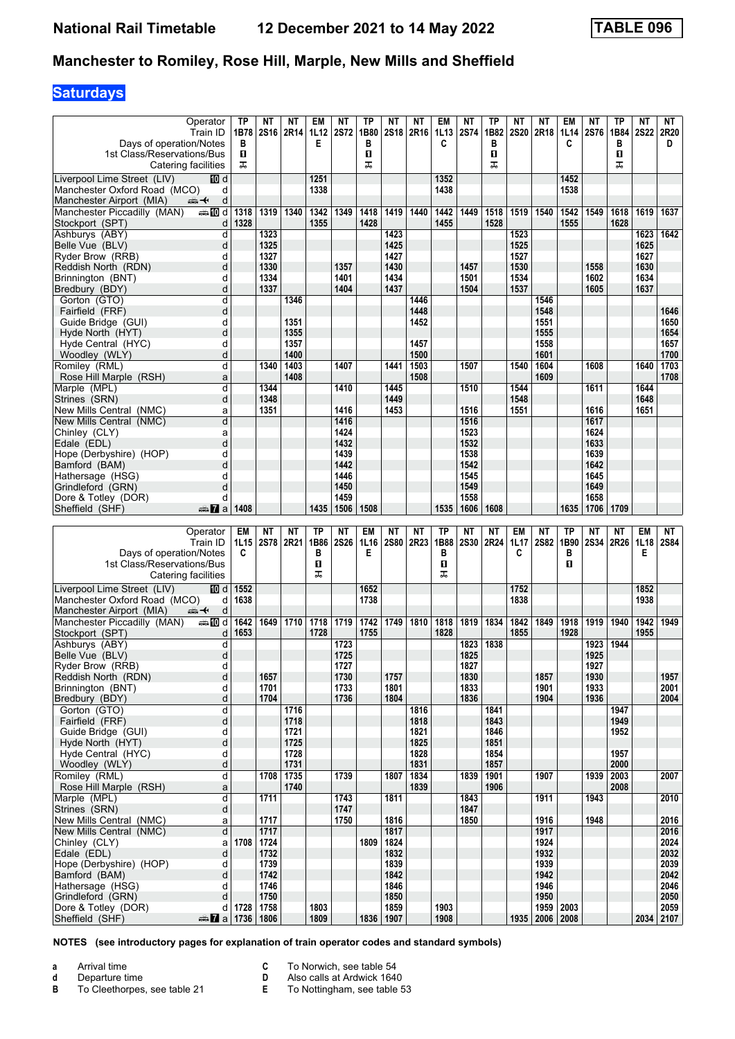# National Rail Timetable 12 December 2021 to 14 May 2022 TABLE 096

## Manchester to Romiley, Rose Hill, Marple, New Mills and Sheffield

**Saturdays**

| Operator | | TP | NT | NT | EM | NT | TP | NT | NT | EM | NT | TP | NT | NT | EM | NT | TP | NT | NT |
|---|---|---|---|---|---|---|---|---|---|---|---|---|---|---|---|---|---|---|---|
| Train ID | | 1B78 | 2S16 | 2R14 | 1L12 | 2S72 | 1B80 | 2S18 | 2R16 | 1L13 | 2S74 | 1B82 | 2S20 | 2R18 | 1L14 | 2S76 | 1B84 | 2S22 | 2R20 |
| Days of operation/Notes | | B | | | E | | B | | | C | | B | | | C | | B | | D |
| 1st Class/Reservations/Bus | | 1 | | | | | 1 | | | | | 1 | | | | | 1 | | |
| Catering facilities | | ⚒ | | | | | ⚒ | | | | | ⚒ | | | | | ⚒ | | |
| Liverpool Lime Street (LIV) | 10 d | | | | 1251 | | | | | 1352 | | | | | 1452 | | | | |
| Manchester Oxford Road (MCO) | d | | | | 1338 | | | | | 1438 | | | | | 1538 | | | | |
| Manchester Airport (MIA) | d | | | | | | | | | | | | | | | | | | |
| Manchester Piccadilly (MAN) | 10 d | 1318 | 1319 | 1340 | 1342 | 1349 | 1418 | 1419 | 1440 | 1442 | 1449 | 1518 | 1519 | 1540 | 1542 | 1549 | 1618 | 1619 | 1637 |
| Stockport (SPT) | d | 1328 | | | 1355 | | 1428 | | | 1455 | | 1528 | | | 1555 | | 1628 | | |
| Ashburys (ABY) | d | | 1323 | | | | | 1423 | | | | | 1523 | | | | | 1623 | 1642 |
| Belle Vue (BLV) | d | | 1325 | | | | | 1425 | | | | | 1525 | | | | | 1625 | |
| Ryder Brow (RRB) | d | | 1327 | | | | | 1427 | | | | | 1527 | | | | | 1627 | |
| Reddish North (RDN) | d | | 1330 | | | 1357 | | 1430 | | | 1457 | | 1530 | | | 1558 | | 1630 | |
| Brinnington (BNT) | d | | 1334 | | | 1401 | | 1434 | | | 1501 | | 1534 | | | 1602 | | 1634 | |
| Bredbury (BDY) | d | | 1337 | | | 1404 | | 1437 | | | 1504 | | 1537 | | | 1605 | | 1637 | |
| Gorton (GTO) | d | | | 1346 | | | | | 1446 | | | | | 1546 | | | | | |
| Fairfield (FRF) | d | | | | | | | | 1448 | | | | | 1548 | | | | | 1646 |
| Guide Bridge (GUI) | d | | | 1351 | | | | | 1452 | | | | | 1551 | | | | | 1650 |
| Hyde North (HYT) | d | | | 1355 | | | | | | | | | | 1555 | | | | | 1654 |
| Hyde Central (HYC) | d | | | 1357 | | | | | 1457 | | | | | 1558 | | | | | 1657 |
| Woodley (WLY) | d | | | 1400 | | | | | 1500 | | | | | 1601 | | | | | 1700 |
| Romiley (RML) | d | | 1340 | 1403 | | 1407 | | 1441 | 1503 | | 1507 | | 1540 | 1604 | | 1608 | | 1640 | 1703 |
| Rose Hill Marple (RSH) | a | | | 1408 | | | | | 1508 | | | | | 1609 | | | | | 1708 |
| Marple (MPL) | d | | 1344 | | | 1410 | | 1445 | | | 1510 | | 1544 | | | 1611 | | 1644 | |
| Strines (SRN) | d | | 1348 | | | | | 1449 | | | | | 1548 | | | | | 1648 | |
| New Mills Central (NMC) | a | | 1351 | | | 1416 | | 1453 | | | 1516 | | 1551 | | | 1616 | | 1651 | |
| New Mills Central (NMC) | d | | | | | 1416 | | | | | 1516 | | | | | 1617 | | | |
| Chinley (CLY) | a | | | | | 1424 | | | | | 1523 | | | | | 1624 | | | |
| Edale (EDL) | d | | | | | 1432 | | | | | 1532 | | | | | 1633 | | | |
| Hope (Derbyshire) (HOP) | d | | | | | 1439 | | | | | 1538 | | | | | 1639 | | | |
| Bamford (BAM) | d | | | | | 1442 | | | | | 1542 | | | | | 1642 | | | |
| Hathersage (HSG) | d | | | | | 1446 | | | | | 1545 | | | | | 1645 | | | |
| Grindleford (GRN) | d | | | | | 1450 | | | | | 1549 | | | | | 1649 | | | |
| Dore & Totley (DOR) | d | | | | | 1459 | | | | | 1558 | | | | | 1658 | | | |
| Sheffield (SHF) | 7 a | 1408 | | | 1435 | 1506 | 1508 | | | 1535 | 1606 | 1608 | | | 1635 | 1706 | 1709 | | |

| Operator | | EM | NT | NT | TP | NT | EM | NT | NT | TP | NT | NT | EM | NT | TP | NT | NT | EM | NT |
|---|---|---|---|---|---|---|---|---|---|---|---|---|---|---|---|---|---|---|---|
| Train ID | | 1L15 | 2S78 | 2R21 | 1B86 | 2S26 | 1L16 | 2S80 | 2R23 | 1B88 | 2S30 | 2R24 | 1L17 | 2S82 | 1B90 | 2S34 | 2R26 | 1L18 | 2S84 |
| Days of operation/Notes | | C | | | B | | E | | | B | | | C | | B | | | E | |
| 1st Class/Reservations/Bus | | | | | 1 | | | | | 1 | | | | | 1 | | | | |
| Catering facilities | | | | | ⚒ | | | | | ⚒ | | | | | | | | | |
| Liverpool Lime Street (LIV) | 10 d | 1552 | | | | | 1652 | | | | | | 1752 | | | | | 1852 | |
| Manchester Oxford Road (MCO) | d | 1638 | | | | | 1738 | | | | | | 1838 | | | | | 1938 | |
| Manchester Airport (MIA) | d | | | | | | | | | | | | | | | | | | |
| Manchester Piccadilly (MAN) | 10 d | 1642 | 1649 | 1710 | 1718 | 1719 | 1742 | 1749 | 1810 | 1818 | 1819 | 1834 | 1842 | 1849 | 1918 | 1919 | 1940 | 1942 | 1949 |
| Stockport (SPT) | d | 1653 | | | 1728 | | 1755 | | | 1828 | | | 1855 | | 1928 | | | 1955 | |
| Ashburys (ABY) | d | | | | | 1723 | | | | | 1823 | 1838 | | | | 1923 | 1944 | | |
| Belle Vue (BLV) | d | | | | | 1725 | | | | | 1825 | | | | | 1925 | | | |
| Ryder Brow (RRB) | d | | | | | 1727 | | | | | 1827 | | | | | 1927 | | | |
| Reddish North (RDN) | d | | 1657 | | | 1730 | | 1757 | | | 1830 | | | 1857 | | 1930 | | | 1957 |
| Brinnington (BNT) | d | | 1701 | | | 1733 | | 1801 | | | 1833 | | | 1901 | | 1933 | | | 2001 |
| Bredbury (BDY) | d | | 1704 | | | 1736 | | 1804 | | | 1836 | | | 1904 | | 1936 | | | 2004 |
| Gorton (GTO) | d | | | 1716 | | | | | 1816 | | | 1841 | | | | | 1947 | | |
| Fairfield (FRF) | d | | | 1718 | | | | | 1818 | | | 1843 | | | | | 1949 | | |
| Guide Bridge (GUI) | d | | | 1721 | | | | | 1821 | | | 1846 | | | | | 1952 | | |
| Hyde North (HYT) | d | | | 1725 | | | | | 1825 | | | 1851 | | | | | | | |
| Hyde Central (HYC) | d | | | 1728 | | | | | 1828 | | | 1854 | | | | | 1957 | | |
| Woodley (WLY) | d | | | 1731 | | | | | 1831 | | | 1857 | | | | | 2000 | | |
| Romiley (RML) | d | | 1708 | 1735 | | 1739 | | 1807 | 1834 | | 1839 | 1901 | | 1907 | | 1939 | 2003 | | 2007 |
| Rose Hill Marple (RSH) | a | | | 1740 | | | | | 1839 | | | 1906 | | | | | 2008 | | |
| Marple (MPL) | d | | 1711 | | | 1743 | | 1811 | | | 1843 | | | 1911 | | 1943 | | | 2010 |
| Strines (SRN) | d | | | | | 1747 | | | | | 1847 | | | | | | | | |
| New Mills Central (NMC) | a | | 1717 | | | 1750 | | 1816 | | | 1850 | | | 1916 | | 1948 | | | 2016 |
| New Mills Central (NMC) | d | | 1717 | | | | | 1817 | | | | | | 1917 | | | | | 2016 |
| Chinley (CLY) | a | 1708 | 1724 | | | | 1809 | 1824 | | | | | | 1924 | | | | | 2024 |
| Edale (EDL) | d | | 1732 | | | | | 1832 | | | | | | 1932 | | | | | 2032 |
| Hope (Derbyshire) (HOP) | d | | 1739 | | | | | 1839 | | | | | | 1939 | | | | | 2039 |
| Bamford (BAM) | d | | 1742 | | | | | 1842 | | | | | | 1942 | | | | | 2042 |
| Hathersage (HSG) | d | | 1746 | | | | | 1846 | | | | | | 1946 | | | | | 2046 |
| Grindleford (GRN) | d | | 1750 | | | | | 1850 | | | | | | 1950 | | | | | 2050 |
| Dore & Totley (DOR) | d | 1728 | 1758 | | 1803 | | | 1859 | | 1903 | | | | 1959 | 2003 | | | | 2059 |
| Sheffield (SHF) | 7 a | 1736 | 1806 | | 1809 | | 1836 | 1907 | | 1908 | | | 1935 | 2006 | 2008 | | | 2034 | 2107 |

**NOTES (see introductory pages for explanation of train operator codes and standard symbols)**

- **a** Arrival time
- **d** Departure time
- **B** To Cleethorpes, see table 21
- **C** To Norwich, see table 54
- **D** Also calls at Ardwick 1640
- **E** To Nottingham, see table 53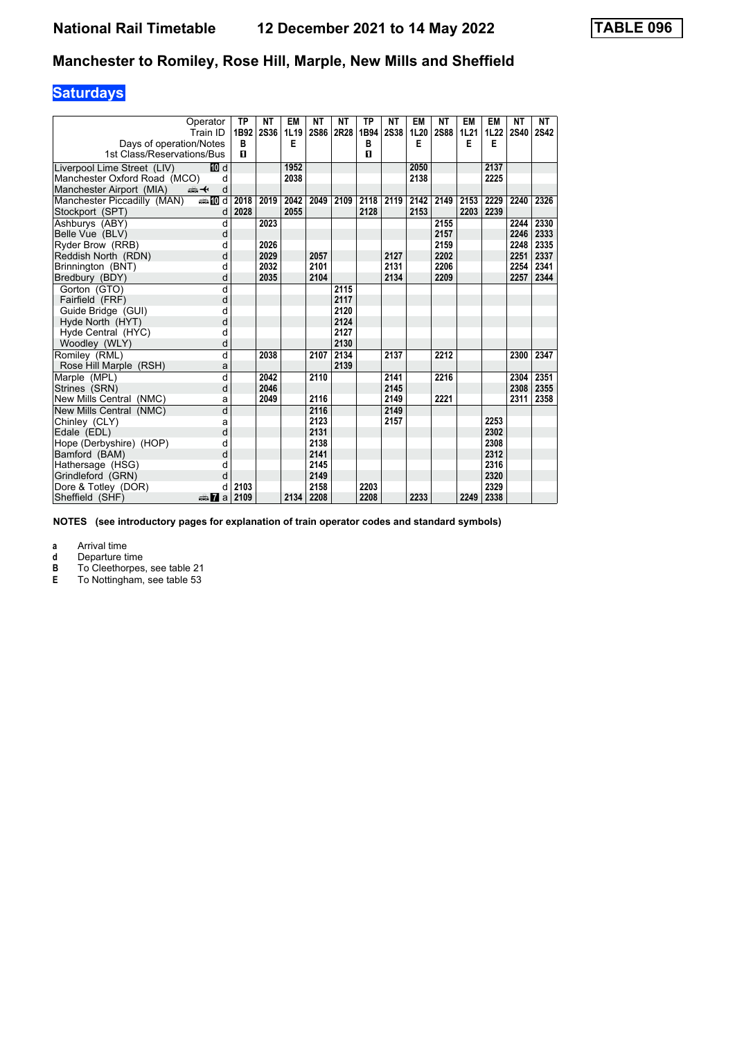# National Rail Timetable 12 December 2021 to 14 May 2022

**TABLE 096**

## Manchester to Romiley, Rose Hill, Marple, New Mills and Sheffield

### Saturdays

| Operator | | TP | NT | EM | NT | NT | TP | NT | EM | NT | EM | EM | NT | NT |
|---|---|---|---|---|---|---|---|---|---|---|---|---|---|---|
| Train ID | | 1B92 | 2S36 | 1L19 | 2S86 | 2R28 | 1B94 | 2S38 | 1L20 | 2S88 | 1L21 | 1L22 | 2S40 | 2S42 |
| Days of operation/Notes | | B | | E | | | B | | E | | E | E | | |
| 1st Class/Reservations/Bus | | ■ | | | | | ■ | | | | | | | |
| Liverpool Lime Street (LIV) | 10 d | | | 1952 | | | | | 2050 | | | 2137 | | |
| Manchester Oxford Road (MCO) | d | | | 2038 | | | | | 2138 | | | 2225 | | |
| Manchester Airport (MIA) | d | | | | | | | | | | | | | |
| Manchester Piccadilly (MAN) | 10 d | 2018 | 2019 | 2042 | 2049 | 2109 | 2118 | 2119 | 2142 | 2149 | 2153 | 2229 | 2240 | 2326 |
| Stockport (SPT) | d | 2028 | | 2055 | | | 2128 | | 2153 | | 2203 | 2239 | | |
| Ashburys (ABY) | d | | 2023 | | | | | | | 2155 | | | 2244 | 2330 |
| Belle Vue (BLV) | d | | | | | | | | | 2157 | | | 2246 | 2333 |
| Ryder Brow (RRB) | d | | 2026 | | | | | | | 2159 | | | 2248 | 2335 |
| Reddish North (RDN) | d | | 2029 | | 2057 | | | 2127 | | 2202 | | | 2251 | 2337 |
| Brinnington (BNT) | d | | 2032 | | 2101 | | | 2131 | | 2206 | | | 2254 | 2341 |
| Bredbury (BDY) | d | | 2035 | | 2104 | | | 2134 | | 2209 | | | 2257 | 2344 |
| Gorton (GTO) | d | | | | | 2115 | | | | | | | | |
| Fairfield (FRF) | d | | | | | 2117 | | | | | | | | |
| Guide Bridge (GUI) | d | | | | | 2120 | | | | | | | | |
| Hyde North (HYT) | d | | | | | 2124 | | | | | | | | |
| Hyde Central (HYC) | d | | | | | 2127 | | | | | | | | |
| Woodley (WLY) | d | | | | | 2130 | | | | | | | | |
| Romiley (RML) | d | | 2038 | | 2107 | 2134 | | 2137 | | 2212 | | | 2300 | 2347 |
| Rose Hill Marple (RSH) | a | | | | | 2139 | | | | | | | | |
| Marple (MPL) | d | | 2042 | | 2110 | | | 2141 | | 2216 | | | 2304 | 2351 |
| Strines (SRN) | d | | 2046 | | | | | 2145 | | | | | 2308 | 2355 |
| New Mills Central (NMC) | a | | 2049 | | 2116 | | | 2149 | | 2221 | | | 2311 | 2358 |
| New Mills Central (NMC) | d | | | | 2116 | | | 2149 | | | | | | |
| Chinley (CLY) | a | | | | 2123 | | | 2157 | | | | 2253 | | |
| Edale (EDL) | d | | | | 2131 | | | | | | | 2302 | | |
| Hope (Derbyshire) (HOP) | d | | | | 2138 | | | | | | | 2308 | | |
| Bamford (BAM) | d | | | | 2141 | | | | | | | 2312 | | |
| Hathersage (HSG) | d | | | | 2145 | | | | | | | 2316 | | |
| Grindleford (GRN) | d | | | | 2149 | | | | | | | 2320 | | |
| Dore & Totley (DOR) | d | 2103 | | | 2158 | | 2203 | | | | | 2329 | | |
| Sheffield (SHF) | 7 a | 2109 | | 2134 | 2208 | | 2208 | | 2233 | | 2249 | 2338 | | |

**NOTES (see introductory pages for explanation of train operator codes and standard symbols)**

- **a** Arrival time
- **d** Departure time
- **B** To Cleethorpes, see table 21
- **E** To Nottingham, see table 53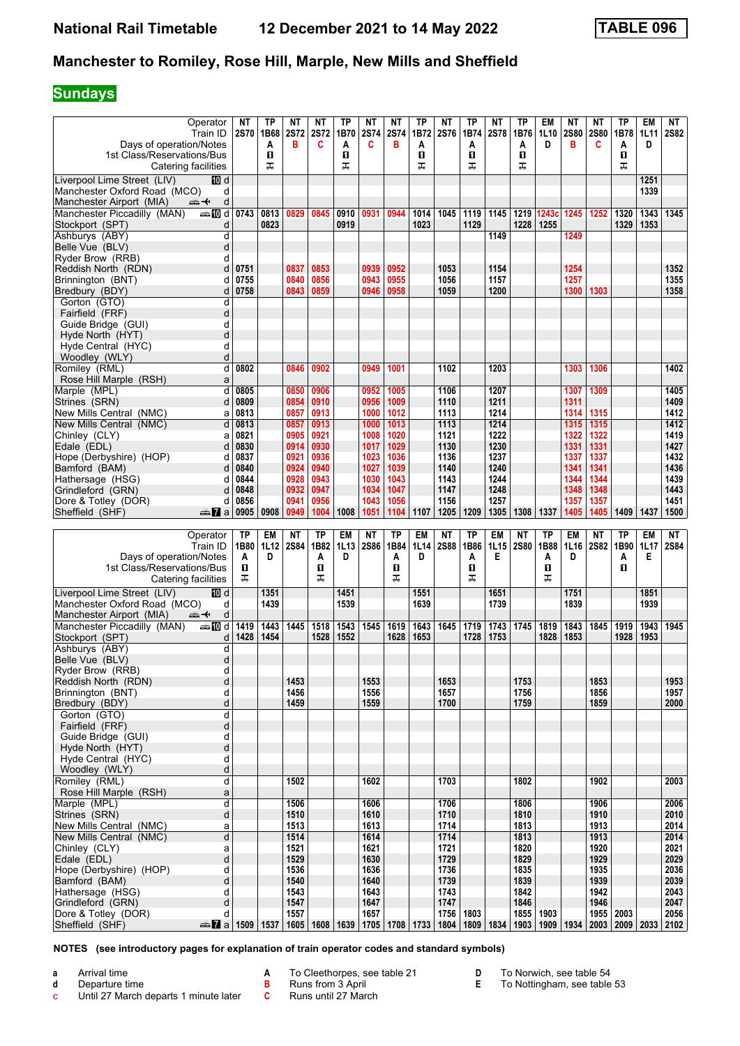# National Rail Timetable — 12 December 2021 to 14 May 2022 — TABLE 096

## Manchester to Romiley, Rose Hill, Marple, New Mills and Sheffield

### Sundays

| Operator | | NT | TP | NT | NT | TP | NT | NT | TP | NT | TP | NT | TP | EM | NT | NT | TP | EM | NT |
|---|---|---|---|---|---|---|---|---|---|---|---|---|---|---|---|---|---|---|---|
| Train ID | | 2S70 | 1B68 | 2S72 | 2S72 | 1B70 | 2S74 | 2S74 | 1B72 | 2S76 | 1B74 | 2S78 | 1B76 | 1L10 | 2S80 | 2S80 | 1B78 | 1L11 | 2S82 |
| Days of operation/Notes | | | A | B | C | A | C | B | A | | A | | A | D | B | C | A | D | |
| 1st Class/Reservations/Bus | | | ■ | | | ■ | | | ■ | | ■ | | ■ | | | | ■ | | |
| Catering facilities | | | ⚹ | | | ⚹ | | | ⚹ | | ⚹ | | ⚹ | | | | ⚹ | | |
| Liverpool Lime Street (LIV) | d | | | | | | | | | | | | | | | | | 1251 | |
| Manchester Oxford Road (MCO) | d | | | | | | | | | | | | | | | | | 1339 | |
| Manchester Airport (MIA) | d | | | | | | | | | | | | | | | | | | |
| Manchester Piccadilly (MAN) | d | 0743 | 0813 | 0829 | 0845 | 0910 | 0931 | 0944 | 1014 | 1045 | 1119 | 1145 | 1219 | 1243c | 1245 | 1252 | 1320 | 1343 | 1345 |
| Stockport (SPT) | d | | 0823 | | | 0919 | | | 1023 | | 1129 | | 1228 | 1255 | | | 1329 | 1353 | |
| Ashburys (ABY) | d | | | | | | | | | | | 1149 | | | 1249 | | | | |
| Belle Vue (BLV) | d | | | | | | | | | | | | | | | | | | |
| Ryder Brow (RRB) | d | | | | | | | | | | | | | | | | | | |
| Reddish North (RDN) | d | 0751 | | 0837 | 0853 | | 0939 | 0952 | | 1053 | | 1154 | | | 1254 | | | | 1352 |
| Brinnington (BNT) | d | 0755 | | 0840 | 0856 | | 0943 | 0955 | | 1056 | | 1157 | | | 1257 | | | | 1355 |
| Bredbury (BDY) | d | 0758 | | 0843 | 0859 | | 0946 | 0958 | | 1059 | | 1200 | | | 1300 | 1303 | | | 1358 |
| Gorton (GTO) | d | | | | | | | | | | | | | | | | | | |
| Fairfield (FRF) | d | | | | | | | | | | | | | | | | | | |
| Guide Bridge (GUI) | d | | | | | | | | | | | | | | | | | | |
| Hyde North (HYT) | d | | | | | | | | | | | | | | | | | | |
| Hyde Central (HYC) | d | | | | | | | | | | | | | | | | | | |
| Woodley (WLY) | d | | | | | | | | | | | | | | | | | | |
| Romiley (RML) | d | 0802 | | 0846 | 0902 | | 0949 | 1001 | | 1102 | | 1203 | | | 1303 | 1306 | | | 1402 |
| Rose Hill Marple (RSH) | a | | | | | | | | | | | | | | | | | | |
| Marple (MPL) | d | 0805 | | 0850 | 0906 | | 0952 | 1005 | | 1106 | | 1207 | | | 1307 | 1309 | | | 1405 |
| Strines (SRN) | d | 0809 | | 0854 | 0910 | | 0956 | 1009 | | 1110 | | 1211 | | | 1311 | | | | 1409 |
| New Mills Central (NMC) | a | 0813 | | 0857 | 0913 | | 1000 | 1012 | | 1113 | | 1214 | | | 1314 | 1315 | | | 1412 |
| New Mills Central (NMC) | d | 0813 | | 0857 | 0913 | | 1000 | 1013 | | 1113 | | 1214 | | | 1315 | 1315 | | | 1412 |
| Chinley (CLY) | a | 0821 | | 0905 | 0921 | | 1008 | 1020 | | 1121 | | 1222 | | | 1322 | 1322 | | | 1419 |
| Edale (EDL) | d | 0830 | | 0914 | 0930 | | 1017 | 1029 | | 1130 | | 1230 | | | 1331 | 1331 | | | 1427 |
| Hope (Derbyshire) (HOP) | d | 0837 | | 0921 | 0936 | | 1023 | 1036 | | 1136 | | 1237 | | | 1337 | 1337 | | | 1432 |
| Bamford (BAM) | d | 0840 | | 0924 | 0940 | | 1027 | 1039 | | 1140 | | 1240 | | | 1341 | 1341 | | | 1436 |
| Hathersage (HSG) | d | 0844 | | 0928 | 0943 | | 1030 | 1043 | | 1143 | | 1244 | | | 1344 | 1344 | | | 1439 |
| Grindleford (GRN) | d | 0848 | | 0932 | 0947 | | 1034 | 1047 | | 1147 | | 1248 | | | 1348 | 1348 | | | 1443 |
| Dore & Totley (DOR) | d | 0856 | | 0941 | 0956 | | 1043 | 1056 | | 1156 | | 1257 | | | 1357 | 1357 | | | 1451 |
| Sheffield (SHF) | a | 0905 | 0908 | 0949 | 1004 | 1008 | 1051 | 1104 | 1107 | 1205 | 1209 | 1305 | 1308 | 1337 | 1405 | 1405 | 1409 | 1437 | 1500 |

| Operator | | TP | EM | NT | TP | EM | NT | TP | EM | NT | TP | EM | NT | TP | EM | NT | TP | EM | NT |
|---|---|---|---|---|---|---|---|---|---|---|---|---|---|---|---|---|---|---|---|
| Train ID | | 1B80 | 1L12 | 2S84 | 1B82 | 1L13 | 2S86 | 1B84 | 1L14 | 2S88 | 1B86 | 1L15 | 2S80 | 1B88 | 1L16 | 2S82 | 1B90 | 1L17 | 2S84 |
| Days of operation/Notes | | A | D | | A | D | | A | D | | A | E | | A | D | | A | E | |
| 1st Class/Reservations/Bus | | ■ | | | ■ | | | ■ | | | ■ | | | ■ | | | ■ | | |
| Catering facilities | | ⚹ | | | ⚹ | | | ⚹ | | | ⚹ | | | ⚹ | | | | | |
| Liverpool Lime Street (LIV) | d | | 1351 | | | 1451 | | | 1551 | | | 1651 | | | 1751 | | | 1851 | |
| Manchester Oxford Road (MCO) | d | | 1439 | | | 1539 | | | 1639 | | | 1739 | | | 1839 | | | 1939 | |
| Manchester Airport (MIA) | d | | | | | | | | | | | | | | | | | | |
| Manchester Piccadilly (MAN) | d | 1419 | 1443 | 1445 | 1518 | 1543 | 1545 | 1619 | 1643 | 1645 | 1719 | 1743 | 1745 | 1819 | 1843 | 1845 | 1919 | 1943 | 1945 |
| Stockport (SPT) | d | 1428 | 1454 | | 1528 | 1552 | | 1628 | 1653 | | 1728 | 1753 | | 1828 | 1853 | | 1928 | 1953 | |
| Ashburys (ABY) | d | | | | | | | | | | | | | | | | | | |
| Belle Vue (BLV) | d | | | | | | | | | | | | | | | | | | |
| Ryder Brow (RRB) | d | | | | | | | | | | | | | | | | | | |
| Reddish North (RDN) | d | | | 1453 | | | 1553 | | | 1653 | | | 1753 | | | 1853 | | | 1953 |
| Brinnington (BNT) | d | | | 1456 | | | 1556 | | | 1657 | | | 1756 | | | 1856 | | | 1957 |
| Bredbury (BDY) | d | | | 1459 | | | 1559 | | | 1700 | | | 1759 | | | 1859 | | | 2000 |
| Gorton (GTO) | d | | | | | | | | | | | | | | | | | | |
| Fairfield (FRF) | d | | | | | | | | | | | | | | | | | | |
| Guide Bridge (GUI) | d | | | | | | | | | | | | | | | | | | |
| Hyde North (HYT) | d | | | | | | | | | | | | | | | | | | |
| Hyde Central (HYC) | d | | | | | | | | | | | | | | | | | | |
| Woodley (WLY) | d | | | | | | | | | | | | | | | | | | |
| Romiley (RML) | d | | | 1502 | | | 1602 | | | 1703 | | | 1802 | | | 1902 | | | 2003 |
| Rose Hill Marple (RSH) | a | | | | | | | | | | | | | | | | | | |
| Marple (MPL) | d | | | 1506 | | | 1606 | | | 1706 | | | 1806 | | | 1906 | | | 2006 |
| Strines (SRN) | d | | | 1510 | | | 1610 | | | 1710 | | | 1810 | | | 1910 | | | 2010 |
| New Mills Central (NMC) | a | | | 1513 | | | 1613 | | | 1714 | | | 1813 | | | 1913 | | | 2014 |
| New Mills Central (NMC) | d | | | 1514 | | | 1614 | | | 1714 | | | 1813 | | | 1913 | | | 2014 |
| Chinley (CLY) | a | | | 1521 | | | 1621 | | | 1721 | | | 1820 | | | 1920 | | | 2021 |
| Edale (EDL) | d | | | 1529 | | | 1630 | | | 1729 | | | 1829 | | | 1929 | | | 2029 |
| Hope (Derbyshire) (HOP) | d | | | 1536 | | | 1636 | | | 1736 | | | 1835 | | | 1935 | | | 2036 |
| Bamford (BAM) | d | | | 1540 | | | 1640 | | | 1739 | | | 1839 | | | 1939 | | | 2039 |
| Hathersage (HSG) | d | | | 1543 | | | 1643 | | | 1743 | | | 1842 | | | 1942 | | | 2043 |
| Grindleford (GRN) | d | | | 1547 | | | 1647 | | | 1747 | | | 1846 | | | 1946 | | | 2047 |
| Dore & Totley (DOR) | d | | | 1557 | | | 1657 | | | 1756 | 1803 | | 1855 | 1903 | | 1955 | 2003 | | 2056 |
| Sheffield (SHF) | a | 1509 | 1537 | 1605 | 1608 | 1639 | 1705 | 1708 | 1733 | 1804 | 1809 | 1834 | 1903 | 1909 | 1934 | 2003 | 2009 | 2033 | 2102 |

**NOTES** (see introductory pages for explanation of train operator codes and standard symbols)

- **a** Arrival time
- **d** Departure time
- **c** Until 27 March departs 1 minute later
- **A** To Cleethorpes, see table 21
- **B** Runs from 3 April
- **C** Runs until 27 March
- **D** To Norwich, see table 54
- **E** To Nottingham, see table 53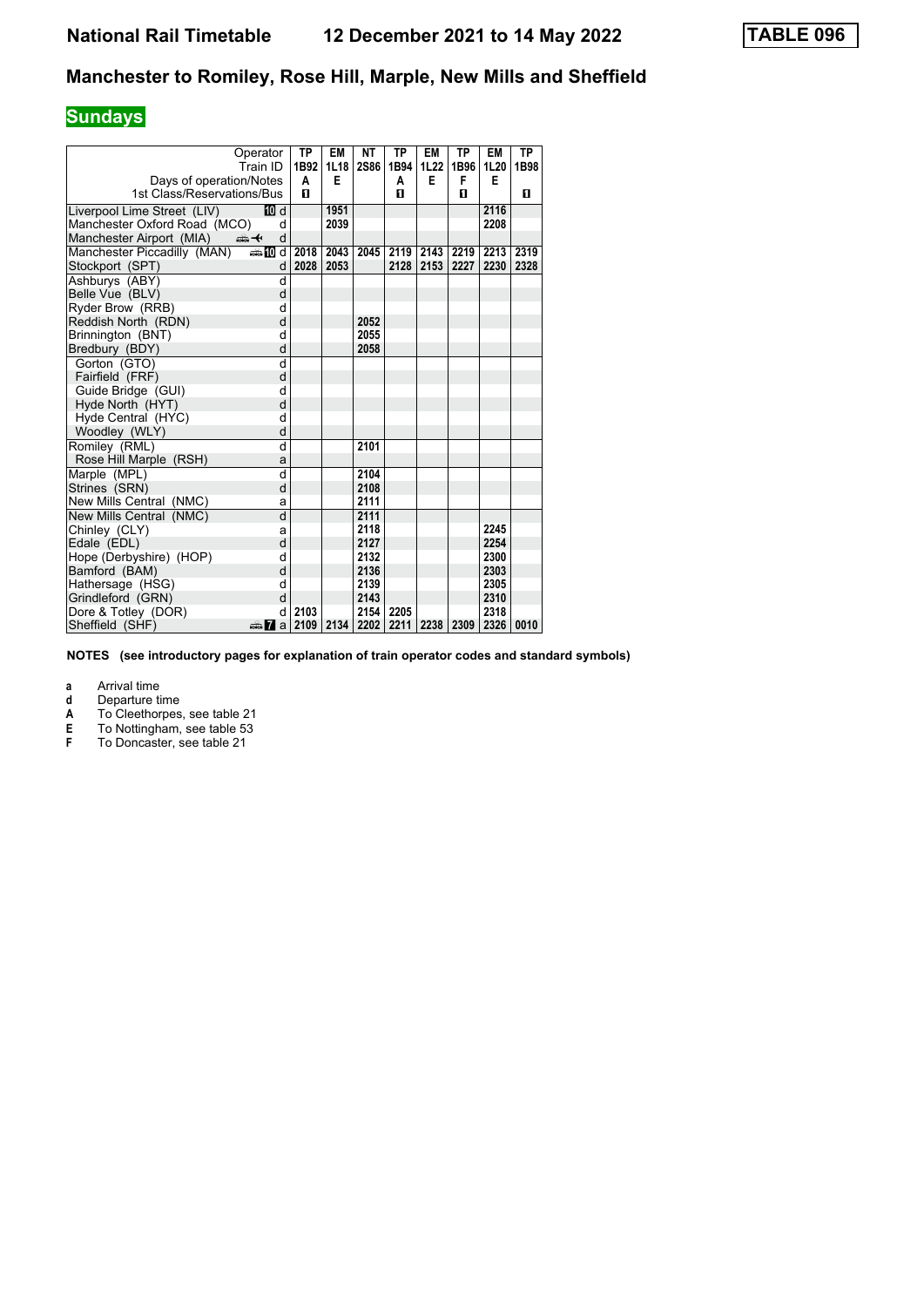# National Rail Timetable 12 December 2021 to 14 May 2022

**TABLE 096**

## Manchester to Romiley, Rose Hill, Marple, New Mills and Sheffield

### Sundays

| Operator | | TP | EM | NT | TP | EM | TP | EM | TP |
|---|---|---|---|---|---|---|---|---|---|
| Train ID | | 1B92 | 1L18 | 2S86 | 1B94 | 1L22 | 1B96 | 1L20 | 1B98 |
| Days of operation/Notes | | A | E | | A | E | F | E | |
| 1st Class/Reservations/Bus | | 🅱 | | | 🅱 | | 🅱 | | 🅱 |
| Liverpool Lime Street (LIV) | 10 d | | 1951 | | | | | 2116 | |
| Manchester Oxford Road (MCO) | d | | 2039 | | | | | 2208 | |
| Manchester Airport (MIA) | d | | | | | | | | |
| Manchester Piccadilly (MAN) | 10 d | 2018 | 2043 | 2045 | 2119 | 2143 | 2219 | 2213 | 2319 |
| Stockport (SPT) | d | 2028 | 2053 | | 2128 | 2153 | 2227 | 2230 | 2328 |
| Ashburys (ABY) | d | | | | | | | | |
| Belle Vue (BLV) | d | | | | | | | | |
| Ryder Brow (RRB) | d | | | | | | | | |
| Reddish North (RDN) | d | | | 2052 | | | | | |
| Brinnington (BNT) | d | | | 2055 | | | | | |
| Bredbury (BDY) | d | | | 2058 | | | | | |
| Gorton (GTO) | d | | | | | | | | |
| Fairfield (FRF) | d | | | | | | | | |
| Guide Bridge (GUI) | d | | | | | | | | |
| Hyde North (HYT) | d | | | | | | | | |
| Hyde Central (HYC) | d | | | | | | | | |
| Woodley (WLY) | d | | | | | | | | |
| Romiley (RML) | d | | | 2101 | | | | | |
| Rose Hill Marple (RSH) | a | | | | | | | | |
| Marple (MPL) | d | | | 2104 | | | | | |
| Strines (SRN) | d | | | 2108 | | | | | |
| New Mills Central (NMC) | a | | | 2111 | | | | | |
| New Mills Central (NMC) | d | | | 2111 | | | | | |
| Chinley (CLY) | a | | | 2118 | | | | 2245 | |
| Edale (EDL) | d | | | 2127 | | | | 2254 | |
| Hope (Derbyshire) (HOP) | d | | | 2132 | | | | 2300 | |
| Bamford (BAM) | d | | | 2136 | | | | 2303 | |
| Hathersage (HSG) | d | | | 2139 | | | | 2305 | |
| Grindleford (GRN) | d | | | 2143 | | | | 2310 | |
| Dore & Totley (DOR) | d | 2103 | | 2154 | 2205 | | | 2318 | |
| Sheffield (SHF) | 7 a | 2109 | 2134 | 2202 | 2211 | 2238 | 2309 | 2326 | 0010 |

**NOTES (see introductory pages for explanation of train operator codes and standard symbols)**

- **a** Arrival time
- **d** Departure time
- **A** To Cleethorpes, see table 21
- **E** To Nottingham, see table 53
- **F** To Doncaster, see table 21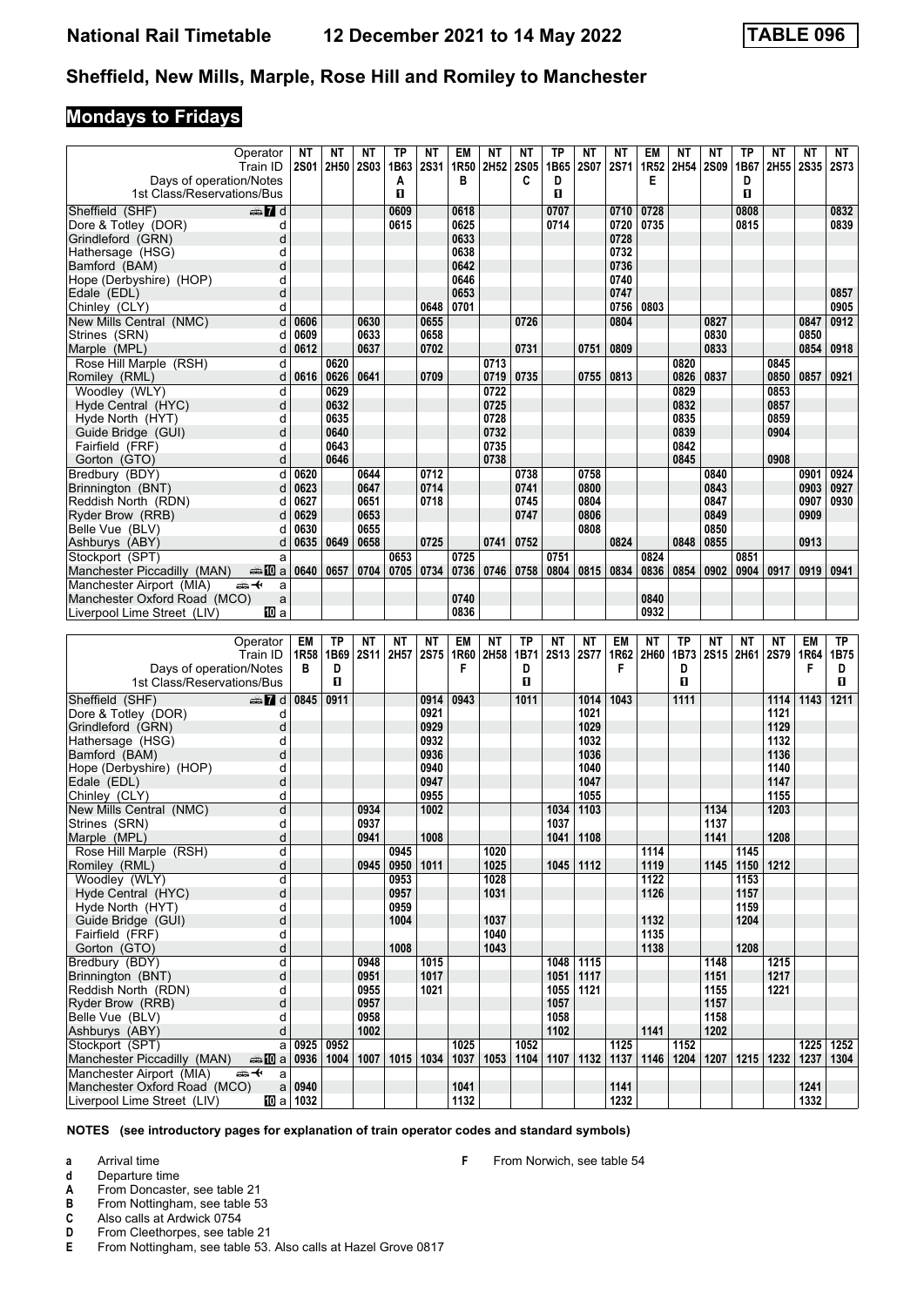# National Rail Timetable 12 December 2021 to 14 May 2022 TABLE 096

## Sheffield, New Mills, Marple, Rose Hill and Romiley to Manchester

### Mondays to Fridays

| Operator | | NT | NT | NT | TP | NT | EM | NT | NT | TP | NT | NT | EM | NT | NT | TP | NT | NT | NT |
|---|---|---|---|---|---|---|---|---|---|---|---|---|---|---|---|---|---|---|---|
| Train ID | | 2S01 | 2H50 | 2S03 | 1B63 | 2S31 | 1R50 | 2H52 | 2S05 | 1B65 | 2S07 | 2S71 | 1R52 | 2H54 | 2S09 | 1B67 | 2H55 | 2S35 | 2S73 |
| Days of operation/Notes | | | | | A | | B | | C | D | | | E | | | D | | | |
| 1st Class/Reservations/Bus | | | | | ◼ | | | | | ◼ | | | | | | ◼ | | | |
| Sheffield (SHF) | d | | | | 0609 | | 0618 | | | 0707 | | 0710 | 0728 | | | 0808 | | | 0832 |
| Dore & Totley (DOR) | d | | | | 0615 | | 0625 | | | 0714 | | 0720 | 0735 | | | 0815 | | | 0839 |
| Grindleford (GRN) | d | | | | | | 0633 | | | | | 0728 | | | | | | | |
| Hathersage (HSG) | d | | | | | | 0638 | | | | | 0732 | | | | | | | |
| Bamford (BAM) | d | | | | | | 0642 | | | | | 0736 | | | | | | | |
| Hope (Derbyshire) (HOP) | d | | | | | | 0646 | | | | | 0740 | | | | | | | |
| Edale (EDL) | d | | | | | | 0653 | | | | | 0747 | | | | | | | 0857 |
| Chinley (CLY) | d | | | | | 0648 | 0701 | | | | | 0756 | 0803 | | | | | | 0905 |
| New Mills Central (NMC) | d | 0606 | | 0630 | | 0655 | | | 0726 | | | 0804 | | | 0827 | | | 0847 | 0912 |
| Strines (SRN) | d | 0609 | | 0633 | | 0658 | | | | | | | | | 0830 | | | 0850 | |
| Marple (MPL) | d | 0612 | | 0637 | | 0702 | | | 0731 | | 0751 | 0809 | | | 0833 | | | 0854 | 0918 |
| Rose Hill Marple (RSH) | d | | 0620 | | | | | 0713 | | | | | | 0820 | | | 0845 | | |
| Romiley (RML) | d | 0616 | 0626 | 0641 | | 0709 | | 0719 | 0735 | | 0755 | 0813 | | 0826 | 0837 | | 0850 | 0857 | 0921 |
| Woodley (WLY) | d | | 0629 | | | | | 0722 | | | | | | 0829 | | | 0853 | | |
| Hyde Central (HYC) | d | | 0632 | | | | | 0725 | | | | | | 0832 | | | 0857 | | |
| Hyde North (HYT) | d | | 0635 | | | | | 0728 | | | | | | 0835 | | | 0859 | | |
| Guide Bridge (GUI) | d | | 0640 | | | | | 0732 | | | | | | 0839 | | | 0904 | | |
| Fairfield (FRF) | d | | 0643 | | | | | 0735 | | | | | | 0842 | | | | | |
| Gorton (GTO) | d | | 0646 | | | | | 0738 | | | | | | 0845 | | | 0908 | | |
| Bredbury (BDY) | d | 0620 | | 0644 | | 0712 | | | 0738 | | 0758 | | | | 0840 | | | 0901 | 0924 |
| Brinnington (BNT) | d | 0623 | | 0647 | | 0714 | | | 0741 | | 0800 | | | | 0843 | | | 0903 | 0927 |
| Reddish North (RDN) | d | 0627 | | 0651 | | 0718 | | | 0745 | | 0804 | | | | 0847 | | | 0907 | 0930 |
| Ryder Brow (RRB) | d | 0629 | | 0653 | | | | | 0747 | | 0806 | | | | 0849 | | | 0909 | |
| Belle Vue (BLV) | d | 0630 | | 0655 | | | | | | | 0808 | | | | 0850 | | | | |
| Ashburys (ABY) | d | 0635 | 0649 | 0658 | | 0725 | | 0741 | 0752 | | | 0824 | | 0848 | 0855 | | | 0913 | |
| Stockport (SPT) | a | | | | 0653 | | 0725 | | | 0751 | | | 0824 | | | 0851 | | | |
| Manchester Piccadilly (MAN) | a | 0640 | 0657 | 0704 | 0705 | 0734 | 0736 | 0746 | 0758 | 0804 | 0815 | 0834 | 0836 | 0854 | 0902 | 0904 | 0917 | 0919 | 0941 |
| Manchester Airport (MIA) | a | | | | | | | | | | | | | | | | | | |
| Manchester Oxford Road (MCO) | a | | | | | | 0740 | | | | | | 0840 | | | | | | |
| Liverpool Lime Street (LIV) | a | | | | | | 0836 | | | | | | 0932 | | | | | | |

| Operator | | EM | TP | NT | NT | NT | EM | NT | TP | NT | NT | EM | NT | TP | NT | NT | NT | EM | TP |
|---|---|---|---|---|---|---|---|---|---|---|---|---|---|---|---|---|---|---|---|
| Train ID | | 1R58 | 1B69 | 2S11 | 2H57 | 2S75 | 1R60 | 2H58 | 1B71 | 2S13 | 2S77 | 1R62 | 2H60 | 1B73 | 2S15 | 2H61 | 2S79 | 1R64 | 1B75 |
| Days of operation/Notes | | B | D | | | | F | | D | | | F | | D | | | | F | D |
| 1st Class/Reservations/Bus | | | ◼ | | | | | | ◼ | | | | | ◼ | | | | | ◼ |
| Sheffield (SHF) | d | 0845 | 0911 | | | 0914 | 0943 | | 1011 | | 1014 | 1043 | | 1111 | | | 1114 | 1143 | 1211 |
| Dore & Totley (DOR) | d | | | | | 0921 | | | | | 1021 | | | | | | 1121 | | |
| Grindleford (GRN) | d | | | | | 0929 | | | | | 1029 | | | | | | 1129 | | |
| Hathersage (HSG) | d | | | | | 0932 | | | | | 1032 | | | | | | 1132 | | |
| Bamford (BAM) | d | | | | | 0936 | | | | | 1036 | | | | | | 1136 | | |
| Hope (Derbyshire) (HOP) | d | | | | | 0940 | | | | | 1040 | | | | | | 1140 | | |
| Edale (EDL) | d | | | | | 0947 | | | | | 1047 | | | | | | 1147 | | |
| Chinley (CLY) | d | | | | | 0955 | | | | | 1055 | | | | | | 1155 | | |
| New Mills Central (NMC) | d | | | 0934 | | 1002 | | | | 1034 | 1103 | | | | 1134 | | 1203 | | |
| Strines (SRN) | d | | | 0937 | | | | | | 1037 | | | | | 1137 | | | | |
| Marple (MPL) | d | | | 0941 | | 1008 | | | | 1041 | 1108 | | | | 1141 | | 1208 | | |
| Rose Hill Marple (RSH) | d | | | | 0945 | | | 1020 | | | | | 1114 | | | 1145 | | | |
| Romiley (RML) | d | | | 0945 | 0950 | 1011 | | 1025 | | 1045 | 1112 | | 1119 | | 1145 | 1150 | 1212 | | |
| Woodley (WLY) | d | | | | 0953 | | | 1028 | | | | | 1122 | | | 1153 | | | |
| Hyde Central (HYC) | d | | | | 0957 | | | 1031 | | | | | 1126 | | | 1157 | | | |
| Hyde North (HYT) | d | | | | 0959 | | | | | | | | | | | 1159 | | | |
| Guide Bridge (GUI) | d | | | | 1004 | | | 1037 | | | | | 1132 | | | 1204 | | | |
| Fairfield (FRF) | d | | | | | | | 1040 | | | | | 1135 | | | | | | |
| Gorton (GTO) | d | | | | 1008 | | | 1043 | | | | | 1138 | | | 1208 | | | |
| Bredbury (BDY) | d | | | 0948 | | 1015 | | | | 1048 | 1115 | | | | 1148 | | 1215 | | |
| Brinnington (BNT) | d | | | 0951 | | 1017 | | | | 1051 | 1117 | | | | 1151 | | 1217 | | |
| Reddish North (RDN) | d | | | 0955 | | 1021 | | | | 1055 | 1121 | | | | 1155 | | 1221 | | |
| Ryder Brow (RRB) | d | | | 0957 | | | | | | 1057 | | | | | 1157 | | | | |
| Belle Vue (BLV) | d | | | 0958 | | | | | | 1058 | | | | | 1158 | | | | |
| Ashburys (ABY) | d | | | 1002 | | | | | | 1102 | | | 1141 | | 1202 | | | | |
| Stockport (SPT) | a | 0925 | 0952 | | | | 1025 | | 1052 | | | 1125 | | 1152 | | | | 1225 | 1252 |
| Manchester Piccadilly (MAN) | a | 0936 | 1004 | 1007 | 1015 | 1034 | 1037 | 1053 | 1104 | 1107 | 1132 | 1137 | 1146 | 1204 | 1207 | 1215 | 1232 | 1237 | 1304 |
| Manchester Airport (MIA) | a | | | | | | | | | | | | | | | | | | |
| Manchester Oxford Road (MCO) | a | 0940 | | | | | 1041 | | | | | 1141 | | | | | | 1241 | |
| Liverpool Lime Street (LIV) | a | 1032 | | | | | 1132 | | | | | 1232 | | | | | | 1332 | |

**NOTES (see introductory pages for explanation of train operator codes and standard symbols)**

- **a** Arrival time
- **d** Departure time
- **A** From Doncaster, see table 21
- **B** From Nottingham, see table 53
- **C** Also calls at Ardwick 0754
- **D** From Cleethorpes, see table 21
- **E** From Nottingham, see table 53. Also calls at Hazel Grove 0817
- **F** From Norwich, see table 54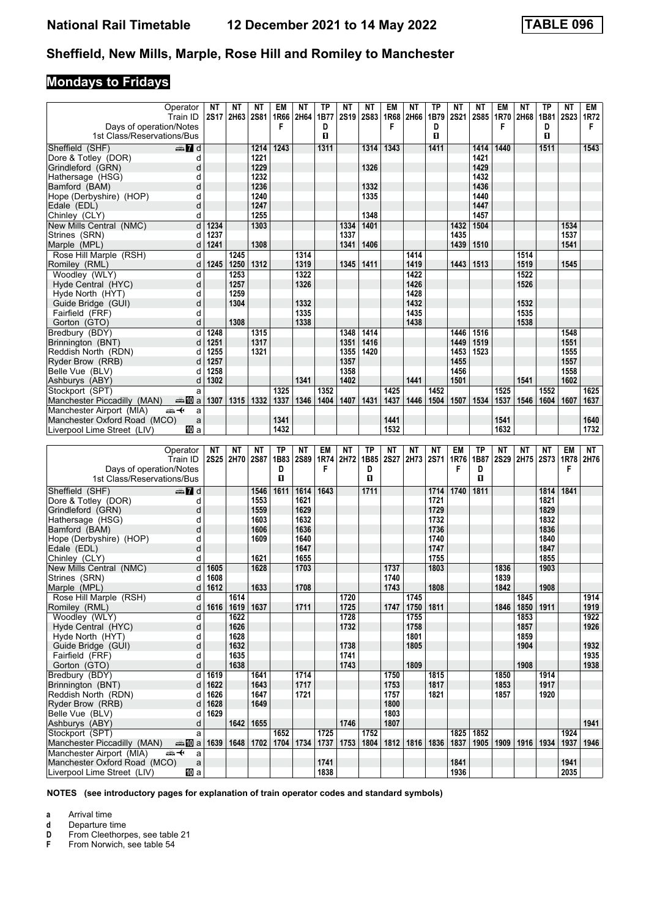# National Rail Timetable 12 December 2021 to 14 May 2022 — TABLE 096

## Sheffield, New Mills, Marple, Rose Hill and Romiley to Manchester

### Mondays to Fridays

| Operator | | NT | NT | NT | EM | NT | TP | NT | NT | EM | NT | TP | NT | NT | EM | NT | TP | NT | EM |
|---|---|---|---|---|---|---|---|---|---|---|---|---|---|---|---|---|---|---|---|
| Train ID | | 2S17 | 2H63 | 2S81 | 1R66 | 2H64 | 1B77 | 2S19 | 2S83 | 1R68 | 2H66 | 1B79 | 2S21 | 2S85 | 1R70 | 2H68 | 1B81 | 2S23 | 1R72 |
| Days of operation/Notes | | | | | F | | D | | | F | | D | | | F | | D | | F |
| 1st Class/Reservations/Bus | | | | | | | ■ | | | | | ■ | | | | | ■ | | |
| Sheffield (SHF) | d | | | 1214 | 1243 | | 1311 | | 1314 | 1343 | | 1411 | | 1414 | 1440 | | 1511 | | 1543 |
| Dore & Totley (DOR) | d | | | 1221 | | | | | | | | | | 1421 | | | | | |
| Grindleford (GRN) | d | | | 1229 | | | | | 1326 | | | | | 1429 | | | | | |
| Hathersage (HSG) | d | | | 1232 | | | | | | | | | | 1432 | | | | | |
| Bamford (BAM) | d | | | 1236 | | | | | 1332 | | | | | 1436 | | | | | |
| Hope (Derbyshire) (HOP) | d | | | 1240 | | | | | 1335 | | | | | 1440 | | | | | |
| Edale (EDL) | d | | | 1247 | | | | | | | | | | 1447 | | | | | |
| Chinley (CLY) | d | | | 1255 | | | | | 1348 | | | | | 1457 | | | | | |
| New Mills Central (NMC) | d | 1234 | | 1303 | | | | 1334 | 1401 | | | | 1432 | 1504 | | | | 1534 | |
| Strines (SRN) | d | 1237 | | | | | | 1337 | | | | | 1435 | | | | | 1537 | |
| Marple (MPL) | d | 1241 | | 1308 | | | | 1341 | 1406 | | | | 1439 | 1510 | | | | 1541 | |
| Rose Hill Marple (RSH) | d | | 1245 | | | 1314 | | | | | 1414 | | | | | 1514 | | | |
| Romiley (RML) | d | 1245 | 1250 | 1312 | | 1319 | | 1345 | 1411 | | 1419 | | 1443 | 1513 | | 1519 | | 1545 | |
| Woodley (WLY) | d | | 1253 | | | 1322 | | | | | 1422 | | | | | 1522 | | | |
| Hyde Central (HYC) | d | | 1257 | | | 1326 | | | | | 1426 | | | | | 1526 | | | |
| Hyde North (HYT) | d | | 1259 | | | | | | | | 1428 | | | | | | | | |
| Guide Bridge (GUI) | d | | 1304 | | | 1332 | | | | | 1432 | | | | | 1532 | | | |
| Fairfield (FRF) | d | | | | | 1335 | | | | | 1435 | | | | | 1535 | | | |
| Gorton (GTO) | d | | 1308 | | | 1338 | | | | | 1438 | | | | | 1538 | | | |
| Bredbury (BDY) | d | 1248 | | 1315 | | | | 1348 | 1414 | | | | 1446 | 1516 | | | | 1548 | |
| Brinnington (BNT) | d | 1251 | | 1317 | | | | 1351 | 1416 | | | | 1449 | 1519 | | | | 1551 | |
| Reddish North (RDN) | d | 1255 | | 1321 | | | | 1355 | 1420 | | | | 1453 | 1523 | | | | 1555 | |
| Ryder Brow (RRB) | d | 1257 | | | | | | 1357 | | | | | 1455 | | | | | 1557 | |
| Belle Vue (BLV) | d | 1258 | | | | | | 1358 | | | | | 1456 | | | | | 1558 | |
| Ashburys (ABY) | d | 1302 | | | | 1341 | | 1402 | | | 1441 | | 1501 | | | 1541 | | 1602 | |
| Stockport (SPT) | a | | | | 1325 | | 1352 | | | 1425 | | 1452 | | | 1525 | | 1552 | | 1625 |
| Manchester Piccadilly (MAN) | a | 1307 | 1315 | 1332 | 1337 | 1346 | 1404 | 1407 | 1431 | 1437 | 1446 | 1504 | 1507 | 1534 | 1537 | 1546 | 1604 | 1607 | 1637 |
| Manchester Airport (MIA) | a | | | | | | | | | | | | | | | | | | |
| Manchester Oxford Road (MCO) | a | | | | 1341 | | | | | 1441 | | | | | 1541 | | | | 1640 |
| Liverpool Lime Street (LIV) | a | | | | 1432 | | | | | 1532 | | | | | 1632 | | | | 1732 |

| Operator | | NT | NT | NT | TP | NT | EM | NT | TP | NT | NT | NT | EM | TP | NT | NT | NT | EM | NT |
|---|---|---|---|---|---|---|---|---|---|---|---|---|---|---|---|---|---|---|---|
| Train ID | | 2S25 | 2H70 | 2S87 | 1B83 | 2S89 | 1R74 | 2H72 | 1B85 | 2S27 | 2H73 | 2S71 | 1R76 | 1B87 | 2S29 | 2H75 | 2S73 | 1R78 | 2H76 |
| Days of operation/Notes | | | | | D | | F | | D | | | | F | D | | | | F | |
| 1st Class/Reservations/Bus | | | | | ■ | | | | ■ | | | | | ■ | | | | | |
| Sheffield (SHF) | d | | | 1546 | 1611 | 1614 | 1643 | | 1711 | | | 1714 | 1740 | 1811 | | | 1814 | 1841 | |
| Dore & Totley (DOR) | d | | | 1553 | | 1621 | | | | | | 1721 | | | | | 1821 | | |
| Grindleford (GRN) | d | | | 1559 | | 1629 | | | | | | 1729 | | | | | 1829 | | |
| Hathersage (HSG) | d | | | 1603 | | 1632 | | | | | | 1732 | | | | | 1832 | | |
| Bamford (BAM) | d | | | 1606 | | 1636 | | | | | | 1736 | | | | | 1836 | | |
| Hope (Derbyshire) (HOP) | d | | | 1609 | | 1640 | | | | | | 1740 | | | | | 1840 | | |
| Edale (EDL) | d | | | | | 1647 | | | | | | 1747 | | | | | 1847 | | |
| Chinley (CLY) | d | | | 1621 | | 1655 | | | | | | 1755 | | | | | 1855 | | |
| New Mills Central (NMC) | d | 1605 | | 1628 | | 1703 | | | | 1737 | | 1803 | | | 1836 | | 1903 | | |
| Strines (SRN) | d | 1608 | | | | | | | | 1740 | | | | | 1839 | | | | |
| Marple (MPL) | d | 1612 | | 1633 | | 1708 | | | | 1743 | | 1808 | | | 1842 | | 1908 | | |
| Rose Hill Marple (RSH) | d | | 1614 | | | | | 1720 | | | 1745 | | | | | 1845 | | | 1914 |
| Romiley (RML) | d | 1616 | 1619 | 1637 | | 1711 | | 1725 | | 1747 | 1750 | 1811 | | | 1846 | 1850 | 1911 | | 1919 |
| Woodley (WLY) | d | | 1622 | | | | | 1728 | | | 1755 | | | | | 1853 | | | 1922 |
| Hyde Central (HYC) | d | | 1626 | | | | | 1732 | | | 1758 | | | | | 1857 | | | 1926 |
| Hyde North (HYT) | d | | 1628 | | | | | | | | 1801 | | | | | 1859 | | | |
| Guide Bridge (GUI) | d | | 1632 | | | | | 1738 | | | 1805 | | | | | 1904 | | | 1932 |
| Fairfield (FRF) | d | | 1635 | | | | | 1741 | | | | | | | | | | | 1935 |
| Gorton (GTO) | d | | 1638 | | | | | 1743 | | | 1809 | | | | | 1908 | | | 1938 |
| Bredbury (BDY) | d | 1619 | | 1641 | | 1714 | | | | 1750 | | 1815 | | | 1850 | | 1914 | | |
| Brinnington (BNT) | d | 1622 | | 1643 | | 1717 | | | | 1753 | | 1817 | | | 1853 | | 1917 | | |
| Reddish North (RDN) | d | 1626 | | 1647 | | 1721 | | | | 1757 | | 1821 | | | 1857 | | 1920 | | |
| Ryder Brow (RRB) | d | 1628 | | 1649 | | | | | | 1800 | | | | | | | | | |
| Belle Vue (BLV) | d | 1629 | | | | | | | | 1803 | | | | | | | | | |
| Ashburys (ABY) | d | | 1642 | 1655 | | | | 1746 | | 1807 | | | | | | | | | 1941 |
| Stockport (SPT) | a | | | | 1652 | | 1725 | | 1752 | | | | 1825 | 1852 | | | | 1924 | |
| Manchester Piccadilly (MAN) | a | 1639 | 1648 | 1702 | 1704 | 1734 | 1737 | 1753 | 1804 | 1812 | 1816 | 1836 | 1837 | 1905 | 1909 | 1916 | 1934 | 1937 | 1946 |
| Manchester Airport (MIA) | a | | | | | | | | | | | | | | | | | | |
| Manchester Oxford Road (MCO) | a | | | | | | 1741 | | | | | | 1841 | | | | | 1941 | |
| Liverpool Lime Street (LIV) | a | | | | | | 1838 | | | | | | 1936 | | | | | 2035 | |

**NOTES (see introductory pages for explanation of train operator codes and standard symbols)**

- **a** Arrival time
- **d** Departure time
- **D** From Cleethorpes, see table 21
- **F** From Norwich, see table 54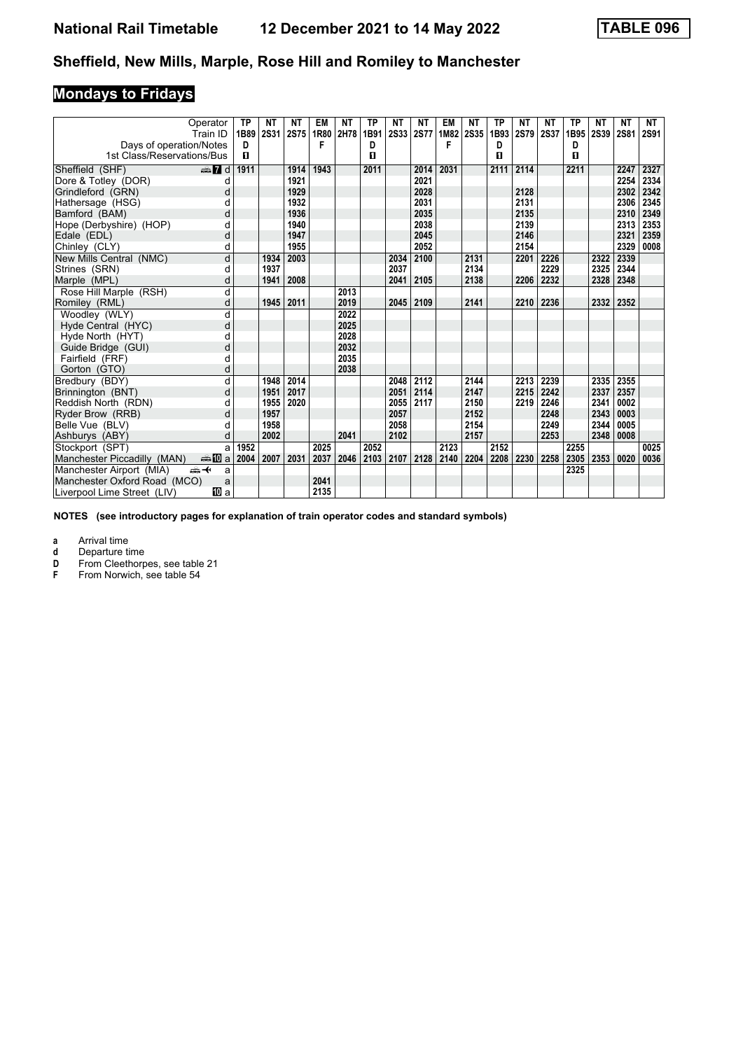# Sheffield, New Mills, Marple, Rose Hill and Romiley to Manchester

## Mondays to Fridays

| Operator | | TP | NT | NT | EM | NT | TP | NT | NT | EM | NT | TP | NT | NT | TP | NT | NT | NT |
|---|---|---|---|---|---|---|---|---|---|---|---|---|---|---|---|---|---|---|
| Train ID | | 1B89 | 2S31 | 2S75 | 1R80 | 2H78 | 1B91 | 2S33 | 2S77 | 1M82 | 2S35 | 1B93 | 2S79 | 2S37 | 1B95 | 2S39 | 2S81 | 2S91 |
| Days of operation/Notes | | D | | | F | | D | | | F | | D | | | D | | | |
| 1st Class/Reservations/Bus | | 1 | | | | | 1 | | | | | 1 | | | 1 | | | |
| Sheffield (SHF) | d | 1911 | | 1914 | 1943 | | 2011 | | 2014 | 2031 | | 2111 | 2114 | | 2211 | | 2247 | 2327 |
| Dore & Totley (DOR) | d | | | 1921 | | | | | 2021 | | | | | | | | 2254 | 2334 |
| Grindleford (GRN) | d | | | 1929 | | | | | 2028 | | | | 2128 | | | | 2302 | 2342 |
| Hathersage (HSG) | d | | | 1932 | | | | | 2031 | | | | 2131 | | | | 2306 | 2345 |
| Bamford (BAM) | d | | | 1936 | | | | | 2035 | | | | 2135 | | | | 2310 | 2349 |
| Hope (Derbyshire) (HOP) | d | | | 1940 | | | | | 2038 | | | | 2139 | | | | 2313 | 2353 |
| Edale (EDL) | d | | | 1947 | | | | | 2045 | | | | 2146 | | | | 2321 | 2359 |
| Chinley (CLY) | d | | | 1955 | | | | | 2052 | | | | 2154 | | | | 2329 | 0008 |
| New Mills Central (NMC) | d | | 1934 | 2003 | | | | 2034 | 2100 | | 2131 | | 2201 | 2226 | | 2322 | 2339 | |
| Strines (SRN) | d | | 1937 | | | | | 2037 | | | 2134 | | | 2229 | | 2325 | 2344 | |
| Marple (MPL) | d | | 1941 | 2008 | | | | 2041 | 2105 | | 2138 | | 2206 | 2232 | | 2328 | 2348 | |
| Rose Hill Marple (RSH) | d | | | | | 2013 | | | | | | | | | | | | |
| Romiley (RML) | d | | 1945 | 2011 | | 2019 | | 2045 | 2109 | | 2141 | | 2210 | 2236 | | 2332 | 2352 | |
| Woodley (WLY) | d | | | | | 2022 | | | | | | | | | | | | |
| Hyde Central (HYC) | d | | | | | 2025 | | | | | | | | | | | | |
| Hyde North (HYT) | d | | | | | 2028 | | | | | | | | | | | | |
| Guide Bridge (GUI) | d | | | | | 2032 | | | | | | | | | | | | |
| Fairfield (FRF) | d | | | | | 2035 | | | | | | | | | | | | |
| Gorton (GTO) | d | | | | | 2038 | | | | | | | | | | | | |
| Bredbury (BDY) | d | | 1948 | 2014 | | | | 2048 | 2112 | | 2144 | | 2213 | 2239 | | 2335 | 2355 | |
| Brinnington (BNT) | d | | 1951 | 2017 | | | | 2051 | 2114 | | 2147 | | 2215 | 2242 | | 2337 | 2357 | |
| Reddish North (RDN) | d | | 1955 | 2020 | | | | 2055 | 2117 | | 2150 | | 2219 | 2246 | | 2341 | 0002 | |
| Ryder Brow (RRB) | d | | 1957 | | | | | 2057 | | | 2152 | | | 2248 | | 2343 | 0003 | |
| Belle Vue (BLV) | d | | 1958 | | | | | 2058 | | | 2154 | | | 2249 | | 2344 | 0005 | |
| Ashburys (ABY) | d | | 2002 | | | 2041 | | 2102 | | | 2157 | | | 2253 | | 2348 | 0008 | |
| Stockport (SPT) | a | 1952 | | | 2025 | | 2052 | | | 2123 | | 2152 | | | 2255 | | | 0025 |
| Manchester Piccadilly (MAN) | a | 2004 | 2007 | 2031 | 2037 | 2046 | 2103 | 2107 | 2128 | 2140 | 2204 | 2208 | 2230 | 2258 | 2305 | 2353 | 0020 | 0036 |
| Manchester Airport (MIA) | a | | | | | | | | | | | | | | 2325 | | | |
| Manchester Oxford Road (MCO) | a | | | | 2041 | | | | | | | | | | | | | |
| Liverpool Lime Street (LIV) | a | | | | 2135 | | | | | | | | | | | | | |

**NOTES (see introductory pages for explanation of train operator codes and standard symbols)**

- **a** Arrival time
- **d** Departure time
- **D** From Cleethorpes, see table 21
- **F** From Norwich, see table 54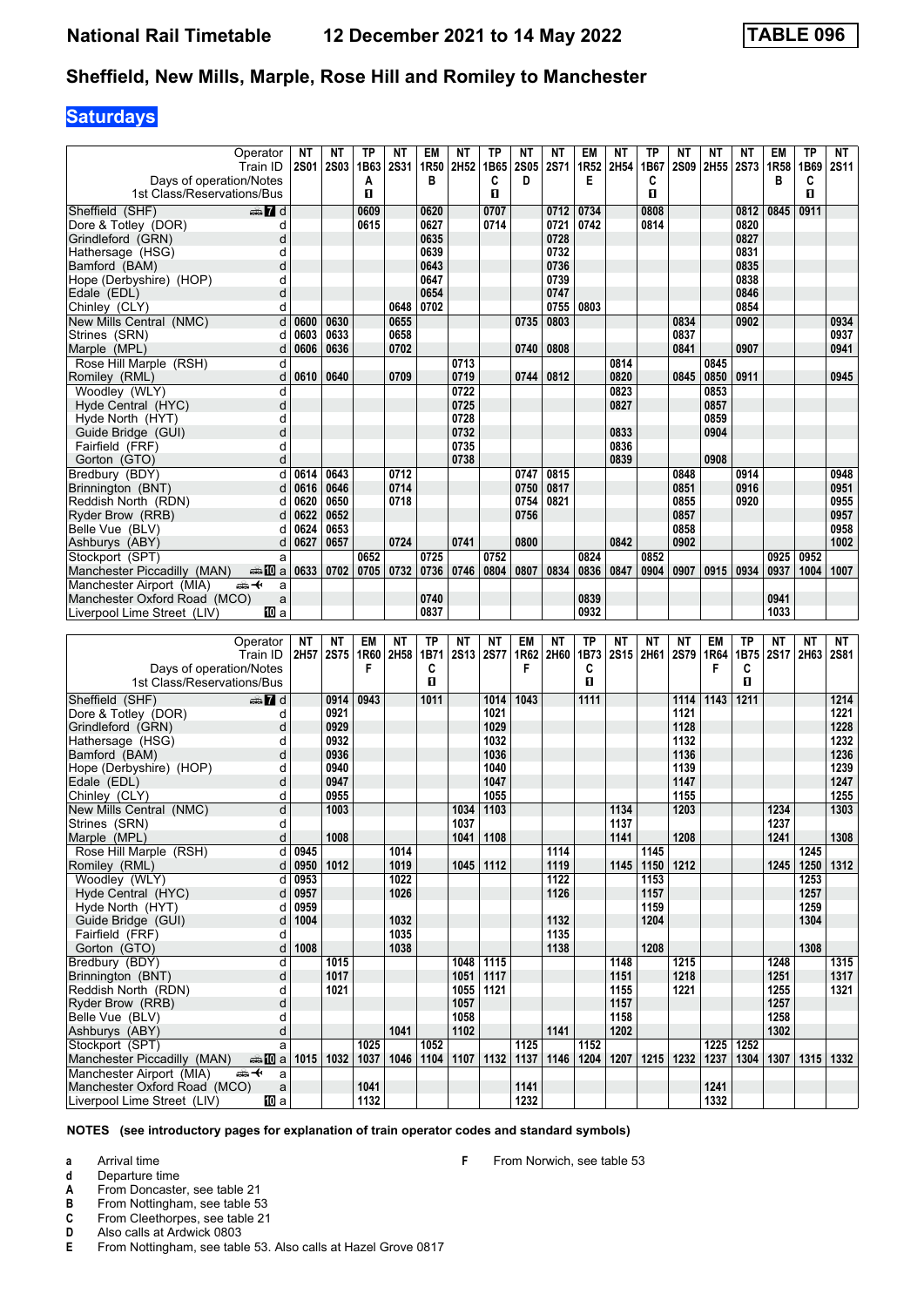# National Rail Timetable 12 December 2021 to 14 May 2022 — TABLE 096

## Sheffield, New Mills, Marple, Rose Hill and Romiley to Manchester

### Saturdays

| Operator | | NT | NT | TP | NT | EM | NT | TP | NT | NT | EM | NT | TP | NT | NT | NT | EM | TP | NT |
|---|---|---|---|---|---|---|---|---|---|---|---|---|---|---|---|---|---|---|---|
| Train ID | | 2S01 | 2S03 | 1B63 | 2S31 | 1R50 | 2H52 | 1B65 | 2S05 | 2S71 | 1R52 | 2H54 | 1B67 | 2S09 | 2H55 | 2S73 | 1R58 | 1B69 | 2S11 |
| Days of operation/Notes | | | | A | | B | | C | D | | E | | C | | | | B | C | |
| 1st Class/Reservations/Bus | | | | ■ | | | | ■ | | | | | ■ | | | | | ■ | |
| Sheffield (SHF) | d | | | 0609 | | 0620 | | 0707 | | 0712 | 0734 | | 0808 | | | 0812 | 0845 | 0911 | |
| Dore & Totley (DOR) | d | | | 0615 | | 0627 | | 0714 | | 0721 | 0742 | | 0814 | | | 0820 | | | |
| Grindleford (GRN) | d | | | | | 0635 | | | | 0728 | | | | | | 0827 | | | |
| Hathersage (HSG) | d | | | | | 0639 | | | | 0732 | | | | | | 0831 | | | |
| Bamford (BAM) | d | | | | | 0643 | | | | 0736 | | | | | | 0835 | | | |
| Hope (Derbyshire) (HOP) | d | | | | | 0647 | | | | 0739 | | | | | | 0838 | | | |
| Edale (EDL) | d | | | | | 0654 | | | | 0747 | | | | | | 0846 | | | |
| Chinley (CLY) | d | | | | 0648 | 0702 | | | | 0755 | 0803 | | | | | 0854 | | | |
| New Mills Central (NMC) | d | 0600 | 0630 | | 0655 | | | | 0735 | 0803 | | | | 0834 | | 0902 | | | 0934 |
| Strines (SRN) | d | 0603 | 0633 | | 0658 | | | | | | | | | 0837 | | | | | 0937 |
| Marple (MPL) | d | 0606 | 0636 | | 0702 | | | | 0740 | 0808 | | | | 0841 | | 0907 | | | 0941 |
| Rose Hill Marple (RSH) | d | | | | | | 0713 | | | | | 0814 | | | 0845 | | | | |
| Romiley (RML) | d | 0610 | 0640 | | 0709 | | 0719 | | 0744 | 0812 | | 0820 | | 0845 | 0850 | 0911 | | | 0945 |
| Woodley (WLY) | d | | | | | | 0722 | | | | | 0823 | | | 0853 | | | | |
| Hyde Central (HYC) | d | | | | | | 0725 | | | | | 0827 | | | 0857 | | | | |
| Hyde North (HYT) | d | | | | | | 0728 | | | | | | | | 0859 | | | | |
| Guide Bridge (GUI) | d | | | | | | 0732 | | | | | 0833 | | | 0904 | | | | |
| Fairfield (FRF) | d | | | | | | 0735 | | | | | 0836 | | | | | | | |
| Gorton (GTO) | d | | | | | | 0738 | | | | | 0839 | | | 0908 | | | | |
| Bredbury (BDY) | d | 0614 | 0643 | | 0712 | | | | 0747 | 0815 | | | | 0848 | | 0914 | | | 0948 |
| Brinnington (BNT) | d | 0616 | 0646 | | 0714 | | | | 0750 | 0817 | | | | 0851 | | 0916 | | | 0951 |
| Reddish North (RDN) | d | 0620 | 0650 | | 0718 | | | | 0754 | 0821 | | | | 0855 | | 0920 | | | 0955 |
| Ryder Brow (RRB) | d | 0622 | 0652 | | | | | | 0756 | | | | | 0857 | | | | | 0957 |
| Belle Vue (BLV) | d | 0624 | 0653 | | | | | | | | | | | 0858 | | | | | 0958 |
| Ashburys (ABY) | d | 0627 | 0657 | | 0724 | | 0741 | | 0800 | | | 0842 | | 0902 | | | | | 1002 |
| Stockport (SPT) | a | | | 0652 | | 0725 | | 0752 | | | 0824 | | 0852 | | | | 0925 | 0952 | |
| Manchester Piccadilly (MAN) | a | 0633 | 0702 | 0705 | 0732 | 0736 | 0746 | 0804 | 0807 | 0834 | 0836 | 0847 | 0904 | 0907 | 0915 | 0934 | 0937 | 1004 | 1007 |
| Manchester Airport (MIA) | a | | | | | | | | | | | | | | | | | | |
| Manchester Oxford Road (MCO) | a | | | | | 0740 | | | | | 0839 | | | | | | 0941 | | |
| Liverpool Lime Street (LIV) | a | | | | | 0837 | | | | | 0932 | | | | | | 1033 | | |

| Operator | | NT | NT | EM | NT | TP | NT | NT | EM | NT | TP | NT | NT | NT | EM | TP | NT | NT | NT |
|---|---|---|---|---|---|---|---|---|---|---|---|---|---|---|---|---|---|---|---|
| Train ID | | 2H57 | 2S75 | 1R60 | 2H58 | 1B71 | 2S13 | 2S77 | 1R62 | 2H60 | 1B73 | 2S15 | 2H61 | 2S79 | 1R64 | 1B75 | 2S17 | 2H63 | 2S81 |
| Days of operation/Notes | | | | F | | C | | | F | | C | | | | F | C | | | |
| 1st Class/Reservations/Bus | | | | | | ■ | | | | | ■ | | | | | ■ | | | |
| Sheffield (SHF) | d | | 0914 | 0943 | | 1011 | | 1014 | 1043 | | 1111 | | | 1114 | 1143 | 1211 | | | 1214 |
| Dore & Totley (DOR) | d | | 0921 | | | | | 1021 | | | | | | 1121 | | | | | 1221 |
| Grindleford (GRN) | d | | 0929 | | | | | 1029 | | | | | | 1128 | | | | | 1228 |
| Hathersage (HSG) | d | | 0932 | | | | | 1032 | | | | | | 1132 | | | | | 1232 |
| Bamford (BAM) | d | | 0936 | | | | | 1036 | | | | | | 1136 | | | | | 1236 |
| Hope (Derbyshire) (HOP) | d | | 0940 | | | | | 1040 | | | | | | 1139 | | | | | 1239 |
| Edale (EDL) | d | | 0947 | | | | | 1047 | | | | | | 1147 | | | | | 1247 |
| Chinley (CLY) | d | | 0955 | | | | | 1055 | | | | | | 1155 | | | | | 1255 |
| New Mills Central (NMC) | d | | 1003 | | | | 1034 | 1103 | | | | 1134 | | 1203 | | | 1234 | | 1303 |
| Strines (SRN) | d | | | | | | 1037 | | | | | 1137 | | | | | 1237 | | |
| Marple (MPL) | d | | 1008 | | | | 1041 | 1108 | | | | 1141 | | 1208 | | | 1241 | | 1308 |
| Rose Hill Marple (RSH) | d | 0945 | | | 1014 | | | | | 1114 | | | 1145 | | | | | 1245 | |
| Romiley (RML) | d | 0950 | 1012 | | 1019 | | 1045 | 1112 | | 1119 | | 1145 | 1150 | 1212 | | | 1245 | 1250 | 1312 |
| Woodley (WLY) | d | 0953 | | | 1022 | | | | | 1122 | | | 1153 | | | | | 1253 | |
| Hyde Central (HYC) | d | 0957 | | | 1026 | | | | | 1126 | | | 1157 | | | | | 1257 | |
| Hyde North (HYT) | d | 0959 | | | | | | | | | | | 1159 | | | | | 1259 | |
| Guide Bridge (GUI) | d | 1004 | | | 1032 | | | | | 1132 | | | 1204 | | | | | 1304 | |
| Fairfield (FRF) | d | | | | 1035 | | | | | 1135 | | | | | | | | | |
| Gorton (GTO) | d | 1008 | | | 1038 | | | | | 1138 | | | 1208 | | | | | 1308 | |
| Bredbury (BDY) | d | | 1015 | | | | 1048 | 1115 | | | | 1148 | | 1215 | | | 1248 | | 1315 |
| Brinnington (BNT) | d | | 1017 | | | | 1051 | 1117 | | | | 1151 | | 1218 | | | 1251 | | 1317 |
| Reddish North (RDN) | d | | 1021 | | | | 1055 | 1121 | | | | 1155 | | 1221 | | | 1255 | | 1321 |
| Ryder Brow (RRB) | d | | | | | | 1057 | | | | | 1157 | | | | | 1257 | | |
| Belle Vue (BLV) | d | | | | | | 1058 | | | | | 1158 | | | | | 1258 | | |
| Ashburys (ABY) | d | | | | 1041 | | 1102 | | | 1141 | | 1202 | | | | | 1302 | | |
| Stockport (SPT) | a | | | 1025 | | 1052 | | | 1125 | | 1152 | | | | 1225 | 1252 | | | |
| Manchester Piccadilly (MAN) | a | 1015 | 1032 | 1037 | 1046 | 1104 | 1107 | 1132 | 1137 | 1146 | 1204 | 1207 | 1215 | 1232 | 1237 | 1304 | 1307 | 1315 | 1332 |
| Manchester Airport (MIA) | a | | | | | | | | | | | | | | | | | | |
| Manchester Oxford Road (MCO) | a | | | 1041 | | | | | 1141 | | | | | | 1241 | | | | |
| Liverpool Lime Street (LIV) | a | | | 1132 | | | | | 1232 | | | | | | 1332 | | | | |

**NOTES (see introductory pages for explanation of train operator codes and standard symbols)**

- **a** Arrival time
- **d** Departure time
- **A** From Doncaster, see table 21
- **B** From Nottingham, see table 53
- **C** From Cleethorpes, see table 21
- **D** Also calls at Ardwick 0803
- **E** From Nottingham, see table 53. Also calls at Hazel Grove 0817
- **F** From Norwich, see table 53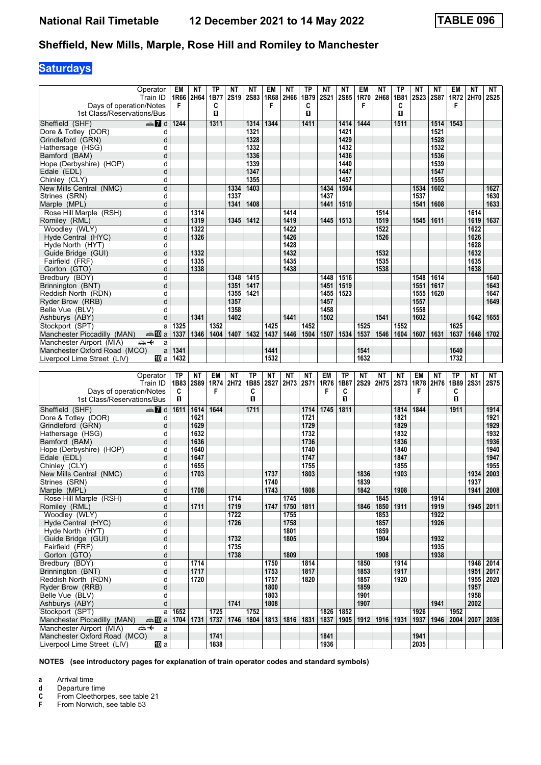# National Rail Timetable 12 December 2021 to 14 May 2022

**TABLE 096**

## Sheffield, New Mills, Marple, Rose Hill and Romiley to Manchester

### Saturdays

| Operator | EM | NT | TP | NT | NT | EM | NT | TP | NT | NT | EM | NT | TP | NT | NT | EM | NT | NT |
|---|---|---|---|---|---|---|---|---|---|---|---|---|---|---|---|---|---|---|
| Train ID | 1R66 | 2H64 | 1B77 | 2S19 | 2S83 | 1R68 | 2H66 | 1B79 | 2S21 | 2S85 | 1R70 | 2H68 | 1B81 | 2S23 | 2S87 | 1R72 | 2H70 | 2S25 |
| Days of operation/Notes | F | | C | | | F | | C | | | F | | C | | | F | | |
| 1st Class/Reservations/Bus | | | ■ | | | | | ■ | | | | | ■ | | | | | |
| Sheffield (SHF) d | 1244 | | 1311 | | 1314 | 1344 | | 1411 | | 1414 | 1444 | | 1511 | | 1514 | 1543 | | |
| Dore & Totley (DOR) d | | | | | 1321 | | | | | 1421 | | | | | 1521 | | | |
| Grindleford (GRN) d | | | | | 1328 | | | | | 1429 | | | | | 1528 | | | |
| Hathersage (HSG) d | | | | | 1332 | | | | | 1432 | | | | | 1532 | | | |
| Bamford (BAM) d | | | | | 1336 | | | | | 1436 | | | | | 1536 | | | |
| Hope (Derbyshire) (HOP) d | | | | | 1339 | | | | | 1440 | | | | | 1539 | | | |
| Edale (EDL) d | | | | | 1347 | | | | | 1447 | | | | | 1547 | | | |
| Chinley (CLY) d | | | | | 1355 | | | | | 1457 | | | | | 1555 | | | |
| New Mills Central (NMC) d | | | | 1334 | 1403 | | | | 1434 | 1504 | | | | 1534 | 1602 | | | 1627 |
| Strines (SRN) d | | | | 1337 | | | | | 1437 | | | | | 1537 | | | | 1630 |
| Marple (MPL) d | | | | 1341 | 1408 | | | | 1441 | 1510 | | | | 1541 | 1608 | | | 1633 |
| Rose Hill Marple (RSH) d | | 1314 | | | | | 1414 | | | | | 1514 | | | | | 1614 | |
| Romiley (RML) d | | 1319 | | 1345 | 1412 | | 1419 | | 1445 | 1513 | | 1519 | | 1545 | 1611 | | 1619 | 1637 |
| Woodley (WLY) d | | 1322 | | | | | 1422 | | | | | 1522 | | | | | 1622 | |
| Hyde Central (HYC) d | | 1326 | | | | | 1426 | | | | | 1526 | | | | | 1626 | |
| Hyde North (HYT) d | | | | | | | 1428 | | | | | | | | | | 1628 | |
| Guide Bridge (GUI) d | | 1332 | | | | | 1432 | | | | | 1532 | | | | | 1632 | |
| Fairfield (FRF) d | | 1335 | | | | | 1435 | | | | | 1535 | | | | | 1635 | |
| Gorton (GTO) d | | 1338 | | | | | 1438 | | | | | 1538 | | | | | 1638 | |
| Bredbury (BDY) d | | | | 1348 | 1415 | | | | 1448 | 1516 | | | | 1548 | 1614 | | | 1640 |
| Brinnington (BNT) d | | | | 1351 | 1417 | | | | 1451 | 1519 | | | | 1551 | 1617 | | | 1643 |
| Reddish North (RDN) d | | | | 1355 | 1421 | | | | 1455 | 1523 | | | | 1555 | 1620 | | | 1647 |
| Ryder Brow (RRB) d | | | | 1357 | | | | | 1457 | | | | | 1557 | | | | 1649 |
| Belle Vue (BLV) d | | | | 1358 | | | | | 1458 | | | | | 1558 | | | | |
| Ashburys (ABY) d | | 1341 | | 1402 | | | 1441 | | 1502 | | | 1541 | | 1602 | | | 1642 | 1655 |
| Stockport (SPT) a | 1325 | | 1352 | | | 1425 | | 1452 | | | 1525 | | 1552 | | | 1625 | | |
| Manchester Piccadilly (MAN) a | 1337 | 1346 | 1404 | 1407 | 1432 | 1437 | 1446 | 1504 | 1507 | 1534 | 1537 | 1546 | 1604 | 1607 | 1631 | 1637 | 1648 | 1702 |
| Manchester Airport (MIA) a | | | | | | | | | | | | | | | | | | |
| Manchester Oxford Road (MCO) a | 1341 | | | | | 1441 | | | | | 1541 | | | | | 1640 | | |
| Liverpool Lime Street (LIV) a | 1432 | | | | | 1532 | | | | | 1632 | | | | | 1732 | | |

| Operator | TP | NT | EM | NT | TP | NT | NT | NT | EM | TP | NT | NT | NT | EM | NT | TP | NT | NT |
|---|---|---|---|---|---|---|---|---|---|---|---|---|---|---|---|---|---|---|
| Train ID | 1B83 | 2S89 | 1R74 | 2H72 | 1B85 | 2S27 | 2H73 | 2S71 | 1R76 | 1B87 | 2S29 | 2H75 | 2S73 | 1R78 | 2H76 | 1B89 | 2S31 | 2S75 |
| Days of operation/Notes | C | | F | | C | | | | F | C | | | | F | | C | | |
| 1st Class/Reservations/Bus | ■ | | | | ■ | | | | | ■ | | | | | | ■ | | |
| Sheffield (SHF) d | 1611 | 1614 | 1644 | | 1711 | | | 1714 | 1745 | 1811 | | | 1814 | 1844 | | 1911 | | 1914 |
| Dore & Totley (DOR) d | | 1621 | | | | | | 1721 | | | | | 1821 | | | | | 1921 |
| Grindleford (GRN) d | | 1629 | | | | | | 1729 | | | | | 1829 | | | | | 1929 |
| Hathersage (HSG) d | | 1632 | | | | | | 1732 | | | | | 1832 | | | | | 1932 |
| Bamford (BAM) d | | 1636 | | | | | | 1736 | | | | | 1836 | | | | | 1936 |
| Hope (Derbyshire) (HOP) d | | 1640 | | | | | | 1740 | | | | | 1840 | | | | | 1940 |
| Edale (EDL) d | | 1647 | | | | | | 1747 | | | | | 1847 | | | | | 1947 |
| Chinley (CLY) d | | 1655 | | | | | | 1755 | | | | | 1855 | | | | | 1955 |
| New Mills Central (NMC) d | | 1703 | | | | 1737 | | 1803 | | | 1836 | | 1903 | | | | 1934 | 2003 |
| Strines (SRN) d | | | | | | 1740 | | | | | 1839 | | | | | | 1937 | |
| Marple (MPL) d | | 1708 | | | | 1743 | | 1808 | | | 1842 | | 1908 | | | | 1941 | 2008 |
| Rose Hill Marple (RSH) d | | | | 1714 | | | 1745 | | | | | 1845 | | | 1914 | | | |
| Romiley (RML) d | | 1711 | | 1719 | | 1747 | 1750 | 1811 | | | 1846 | 1850 | 1911 | | 1919 | | 1945 | 2011 |
| Woodley (WLY) d | | | | 1722 | | | 1755 | | | | | 1853 | | | 1922 | | | |
| Hyde Central (HYC) d | | | | 1726 | | | 1758 | | | | | 1857 | | | 1926 | | | |
| Hyde North (HYT) d | | | | | | | 1801 | | | | | 1859 | | | | | | |
| Guide Bridge (GUI) d | | | | 1732 | | | 1805 | | | | | 1904 | | | 1932 | | | |
| Fairfield (FRF) d | | | | 1735 | | | | | | | | | | | 1935 | | | |
| Gorton (GTO) d | | | | 1738 | | | 1809 | | | | | 1908 | | | 1938 | | | |
| Bredbury (BDY) d | | 1714 | | | | 1750 | | 1814 | | | 1850 | | 1914 | | | | 1948 | 2014 |
| Brinnington (BNT) d | | 1717 | | | | 1753 | | 1817 | | | 1853 | | 1917 | | | | 1951 | 2017 |
| Reddish North (RDN) d | | 1720 | | | | 1757 | | 1820 | | | 1857 | | 1920 | | | | 1955 | 2020 |
| Ryder Brow (RRB) d | | | | | | 1800 | | | | | 1859 | | | | | | 1957 | |
| Belle Vue (BLV) d | | | | | | 1803 | | | | | 1901 | | | | | | 1958 | |
| Ashburys (ABY) d | | | | 1741 | | 1808 | | | | | 1907 | | | | 1941 | | 2002 | |
| Stockport (SPT) a | 1652 | | 1725 | | 1752 | | | | 1826 | 1852 | | | | 1926 | | 1952 | | |
| Manchester Piccadilly (MAN) a | 1704 | 1731 | 1737 | 1746 | 1804 | 1813 | 1816 | 1831 | 1837 | 1905 | 1912 | 1916 | 1931 | 1937 | 1946 | 2004 | 2007 | 2036 |
| Manchester Airport (MIA) a | | | | | | | | | | | | | | | | | | |
| Manchester Oxford Road (MCO) a | | | 1741 | | | | | | 1841 | | | | | 1941 | | | | |
| Liverpool Lime Street (LIV) a | | | 1838 | | | | | | 1936 | | | | | 2035 | | | | |

**NOTES (see introductory pages for explanation of train operator codes and standard symbols)**

- **a** Arrival time
- **d** Departure time
- **C** From Cleethorpes, see table 21
- **F** From Norwich, see table 53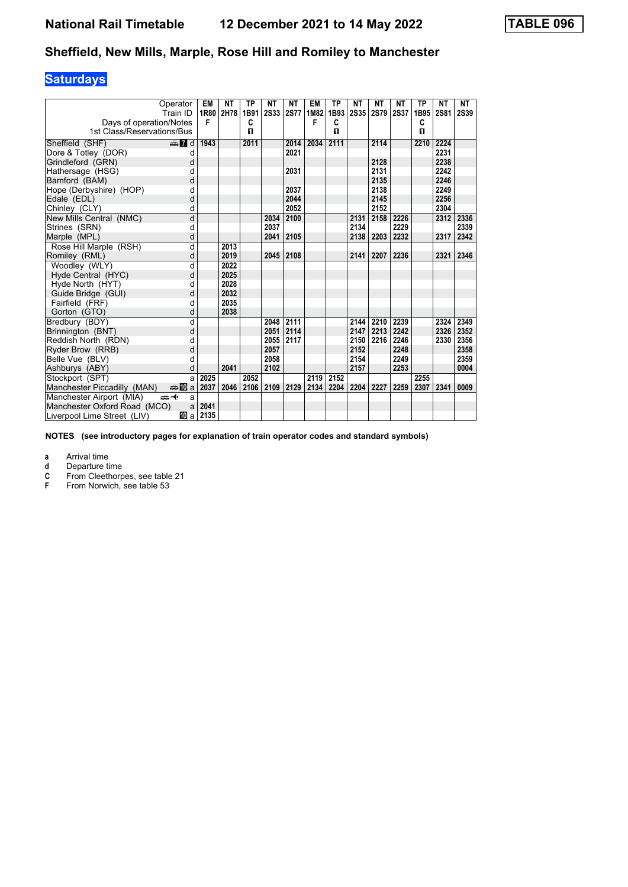# National Rail Timetable 12 December 2021 to 14 May 2022 TABLE 096

## Sheffield, New Mills, Marple, Rose Hill and Romiley to Manchester

### Saturdays

| Operator | | EM | NT | TP | NT | NT | EM | TP | NT | NT | NT | TP | NT | NT |
|---|---|---|---|---|---|---|---|---|---|---|---|---|---|---|
| Train ID | | 1R80 | 2H78 | 1B91 | 2S33 | 2S77 | 1M82 | 1B93 | 2S35 | 2S79 | 2S37 | 1B95 | 2S81 | 2S39 |
| Days of operation/Notes | | F | | C | | | F | C | | | | C | | |
| 1st Class/Reservations/Bus | | | | ◼ | | | | ◼ | | | | ◼ | | |
| Sheffield (SHF) | d | 1943 | | 2011 | | 2014 | 2034 | 2111 | | 2114 | | 2210 | 2224 | |
| Dore & Totley (DOR) | d | | | | | 2021 | | | | | | | 2231 | |
| Grindleford (GRN) | d | | | | | | | | | 2128 | | | 2238 | |
| Hathersage (HSG) | d | | | | | 2031 | | | | 2131 | | | 2242 | |
| Bamford (BAM) | d | | | | | | | | | 2135 | | | 2246 | |
| Hope (Derbyshire) (HOP) | d | | | | | 2037 | | | | 2138 | | | 2249 | |
| Edale (EDL) | d | | | | | 2044 | | | | 2145 | | | 2256 | |
| Chinley (CLY) | d | | | | | 2052 | | | | 2152 | | | 2304 | |
| New Mills Central (NMC) | d | | | | 2034 | 2100 | | | 2131 | 2158 | 2226 | | 2312 | 2336 |
| Strines (SRN) | d | | | | 2037 | | | | 2134 | | 2229 | | | 2339 |
| Marple (MPL) | d | | | | 2041 | 2105 | | | 2138 | 2203 | 2232 | | 2317 | 2342 |
| Rose Hill Marple (RSH) | d | | 2013 | | | | | | | | | | | |
| Romiley (RML) | d | | 2019 | | 2045 | 2108 | | | 2141 | 2207 | 2236 | | 2321 | 2346 |
| Woodley (WLY) | d | | 2022 | | | | | | | | | | | |
| Hyde Central (HYC) | d | | 2025 | | | | | | | | | | | |
| Hyde North (HYT) | d | | 2028 | | | | | | | | | | | |
| Guide Bridge (GUI) | d | | 2032 | | | | | | | | | | | |
| Fairfield (FRF) | d | | 2035 | | | | | | | | | | | |
| Gorton (GTO) | d | | 2038 | | | | | | | | | | | |
| Bredbury (BDY) | d | | | | 2048 | 2111 | | | 2144 | 2210 | 2239 | | 2324 | 2349 |
| Brinnington (BNT) | d | | | | 2051 | 2114 | | | 2147 | 2213 | 2242 | | 2326 | 2352 |
| Reddish North (RDN) | d | | | | 2055 | 2117 | | | 2150 | 2216 | 2246 | | 2330 | 2356 |
| Ryder Brow (RRB) | d | | | | 2057 | | | | 2152 | | 2248 | | | 2358 |
| Belle Vue (BLV) | d | | | | 2058 | | | | 2154 | | 2249 | | | 2359 |
| Ashburys (ABY) | d | | 2041 | | 2102 | | | | 2157 | | 2253 | | | 0004 |
| Stockport (SPT) | a | 2025 | | 2052 | | | 2119 | 2152 | | | | 2255 | | |
| Manchester Piccadilly (MAN) | a | 2037 | 2046 | 2106 | 2109 | 2129 | 2134 | 2204 | 2204 | 2227 | 2259 | 2307 | 2341 | 0009 |
| Manchester Airport (MIA) | a | | | | | | | | | | | | | |
| Manchester Oxford Road (MCO) | a | 2041 | | | | | | | | | | | | |
| Liverpool Lime Street (LIV) | a | 2135 | | | | | | | | | | | | |

**NOTES (see introductory pages for explanation of train operator codes and standard symbols)**

- **a** Arrival time
- **d** Departure time
- **C** From Cleethorpes, see table 21
- **F** From Norwich, see table 53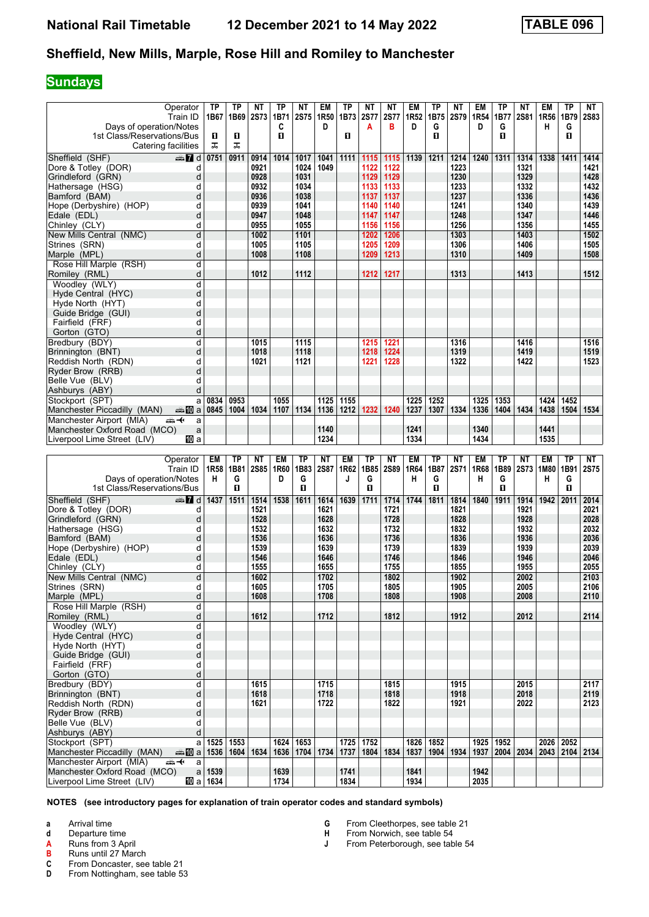# National Rail Timetable — 12 December 2021 to 14 May 2022 — TABLE 096

## Sheffield, New Mills, Marple, Rose Hill and Romiley to Manchester

### Sundays

| Operator | | TP | TP | NT | TP | NT | EM | TP | NT | NT | EM | TP | NT | EM | TP | NT | EM | TP | NT |
|---|---|---|---|---|---|---|---|---|---|---|---|---|---|---|---|---|---|---|---|
| Train ID | | 1B67 | 1B69 | 2S73 | 1B71 | 2S75 | 1R50 | 1B73 | 2S77 | 2S77 | 1R52 | 1B75 | 2S79 | 1R54 | 1B77 | 2S81 | 1R56 | 1B79 | 2S83 |
| Days of operation/Notes | | | | | C | | D | | A | B | D | G | | D | G | | H | G | |
| 1st Class/Reservations/Bus | | ■ | ■ | | ■ | | | ■ | | | | ■ | | | ■ | | | ■ | |
| Catering facilities | | ✕ | ✕ | | | | | | | | | | | | | | | | |
| Sheffield (SHF) | d | 0751 | 0911 | 0914 | 1014 | 1017 | 1041 | 1111 | 1115 | 1115 | 1139 | 1211 | 1214 | 1240 | 1311 | 1314 | 1338 | 1411 | 1414 |
| Dore & Totley (DOR) | d | | | 0921 | | 1024 | 1049 | | 1122 | 1122 | | | 1223 | | | 1321 | | | 1421 |
| Grindleford (GRN) | d | | | 0928 | | 1031 | | | 1129 | 1129 | | | 1230 | | | 1329 | | | 1428 |
| Hathersage (HSG) | d | | | 0932 | | 1034 | | | 1133 | 1133 | | | 1233 | | | 1332 | | | 1432 |
| Bamford (BAM) | d | | | 0936 | | 1038 | | | 1137 | 1137 | | | 1237 | | | 1336 | | | 1436 |
| Hope (Derbyshire) (HOP) | d | | | 0939 | | 1041 | | | 1140 | 1140 | | | 1241 | | | 1340 | | | 1439 |
| Edale (EDL) | d | | | 0947 | | 1048 | | | 1147 | 1147 | | | 1248 | | | 1347 | | | 1446 |
| Chinley (CLY) | d | | | 0955 | | 1055 | | | 1156 | 1156 | | | 1256 | | | 1356 | | | 1455 |
| New Mills Central (NMC) | d | | | 1002 | | 1101 | | | 1202 | 1206 | | | 1303 | | | 1403 | | | 1502 |
| Strines (SRN) | d | | | 1005 | | 1105 | | | 1205 | 1209 | | | 1306 | | | 1406 | | | 1505 |
| Marple (MPL) | d | | | 1008 | | 1108 | | | 1209 | 1213 | | | 1310 | | | 1409 | | | 1508 |
| Rose Hill Marple (RSH) | d | | | | | | | | | | | | | | | | | | |
| Romiley (RML) | d | | | 1012 | | 1112 | | | 1212 | 1217 | | | 1313 | | | 1413 | | | 1512 |
| Woodley (WLY) | d | | | | | | | | | | | | | | | | | | |
| Hyde Central (HYC) | d | | | | | | | | | | | | | | | | | | |
| Hyde North (HYT) | d | | | | | | | | | | | | | | | | | | |
| Guide Bridge (GUI) | d | | | | | | | | | | | | | | | | | | |
| Fairfield (FRF) | d | | | | | | | | | | | | | | | | | | |
| Gorton (GTO) | d | | | | | | | | | | | | | | | | | | |
| Bredbury (BDY) | d | | | 1015 | | 1115 | | | 1215 | 1221 | | | 1316 | | | 1416 | | | 1516 |
| Brinnington (BNT) | d | | | 1018 | | 1118 | | | 1218 | 1224 | | | 1319 | | | 1419 | | | 1519 |
| Reddish North (RDN) | d | | | 1021 | | 1121 | | | 1221 | 1228 | | | 1322 | | | 1422 | | | 1523 |
| Ryder Brow (RRB) | d | | | | | | | | | | | | | | | | | | |
| Belle Vue (BLV) | d | | | | | | | | | | | | | | | | | | |
| Ashburys (ABY) | d | | | | | | | | | | | | | | | | | | |
| Stockport (SPT) | a | 0834 | 0953 | | 1055 | | 1125 | 1155 | | | 1225 | 1252 | | 1325 | 1353 | | 1424 | 1452 | |
| Manchester Piccadilly (MAN) | a | 0845 | 1004 | 1034 | 1107 | 1134 | 1136 | 1212 | 1232 | 1240 | 1237 | 1307 | 1334 | 1336 | 1404 | 1434 | 1438 | 1504 | 1534 |
| Manchester Airport (MIA) | a | | | | | | | | | | | | | | | | | | |
| Manchester Oxford Road (MCO) | a | | | | | | 1140 | | | | 1241 | | | 1340 | | | 1441 | | |
| Liverpool Lime Street (LIV) | a | | | | | | 1234 | | | | 1334 | | | 1434 | | | 1535 | | |

| Operator | | EM | TP | NT | EM | TP | NT | EM | TP | NT | EM | TP | NT | EM | TP | NT | EM | TP | NT |
|---|---|---|---|---|---|---|---|---|---|---|---|---|---|---|---|---|---|---|---|
| Train ID | | 1R58 | 1B81 | 2S85 | 1R60 | 1B83 | 2S87 | 1R62 | 1B85 | 2S89 | 1R64 | 1B87 | 2S71 | 1R68 | 1B89 | 2S73 | 1M80 | 1B91 | 2S75 |
| Days of operation/Notes | | H | G | | D | G | | J | G | | H | G | | H | G | | H | G | |
| 1st Class/Reservations/Bus | | | ■ | | | ■ | | | ■ | | | ■ | | | ■ | | | ■ | |
| Sheffield (SHF) | d | 1437 | 1511 | 1514 | 1538 | 1611 | 1614 | 1639 | 1711 | 1714 | 1744 | 1811 | 1814 | 1840 | 1911 | 1914 | 1942 | 2011 | 2014 |
| Dore & Totley (DOR) | d | | | 1521 | | | 1621 | | | 1721 | | | 1821 | | | 1921 | | | 2021 |
| Grindleford (GRN) | d | | | 1528 | | | 1628 | | | 1728 | | | 1828 | | | 1928 | | | 2028 |
| Hathersage (HSG) | d | | | 1532 | | | 1632 | | | 1732 | | | 1832 | | | 1932 | | | 2032 |
| Bamford (BAM) | d | | | 1536 | | | 1636 | | | 1736 | | | 1836 | | | 1936 | | | 2036 |
| Hope (Derbyshire) (HOP) | d | | | 1539 | | | 1639 | | | 1739 | | | 1839 | | | 1939 | | | 2039 |
| Edale (EDL) | d | | | 1546 | | | 1646 | | | 1746 | | | 1846 | | | 1946 | | | 2046 |
| Chinley (CLY) | d | | | 1555 | | | 1655 | | | 1755 | | | 1855 | | | 1955 | | | 2055 |
| New Mills Central (NMC) | d | | | 1602 | | | 1702 | | | 1802 | | | 1902 | | | 2002 | | | 2103 |
| Strines (SRN) | d | | | 1605 | | | 1705 | | | 1805 | | | 1905 | | | 2005 | | | 2106 |
| Marple (MPL) | d | | | 1608 | | | 1708 | | | 1808 | | | 1908 | | | 2008 | | | 2110 |
| Rose Hill Marple (RSH) | d | | | | | | | | | | | | | | | | | | |
| Romiley (RML) | d | | | 1612 | | | 1712 | | | 1812 | | | 1912 | | | 2012 | | | 2114 |
| Woodley (WLY) | d | | | | | | | | | | | | | | | | | | |
| Hyde Central (HYC) | d | | | | | | | | | | | | | | | | | | |
| Hyde North (HYT) | d | | | | | | | | | | | | | | | | | | |
| Guide Bridge (GUI) | d | | | | | | | | | | | | | | | | | | |
| Fairfield (FRF) | d | | | | | | | | | | | | | | | | | | |
| Gorton (GTO) | d | | | | | | | | | | | | | | | | | | |
| Bredbury (BDY) | d | | | 1615 | | | 1715 | | | 1815 | | | 1915 | | | 2015 | | | 2117 |
| Brinnington (BNT) | d | | | 1618 | | | 1718 | | | 1818 | | | 1918 | | | 2018 | | | 2119 |
| Reddish North (RDN) | d | | | 1621 | | | 1722 | | | 1822 | | | 1921 | | | 2022 | | | 2123 |
| Ryder Brow (RRB) | d | | | | | | | | | | | | | | | | | | |
| Belle Vue (BLV) | d | | | | | | | | | | | | | | | | | | |
| Ashburys (ABY) | d | | | | | | | | | | | | | | | | | | |
| Stockport (SPT) | a | 1525 | 1553 | | 1624 | 1653 | | 1725 | 1752 | | 1826 | 1852 | | 1925 | 1952 | | 2026 | 2052 | |
| Manchester Piccadilly (MAN) | a | 1536 | 1604 | 1634 | 1636 | 1704 | 1734 | 1737 | 1804 | 1834 | 1837 | 1904 | 1934 | 1937 | 2004 | 2034 | 2043 | 2104 | 2134 |
| Manchester Airport (MIA) | a | | | | | | | | | | | | | | | | | | |
| Manchester Oxford Road (MCO) | a | 1539 | | | 1639 | | | 1741 | | | 1841 | | | 1942 | | | | | |
| Liverpool Lime Street (LIV) | a | 1634 | | | 1734 | | | 1834 | | | 1934 | | | 2035 | | | | | |

**NOTES (see introductory pages for explanation of train operator codes and standard symbols)**

- **a** Arrival time
- **d** Departure time
- **A** Runs from 3 April
- **B** Runs until 27 March
- **C** From Doncaster, see table 21
- **D** From Nottingham, see table 53
- **G** From Cleethorpes, see table 21
- **H** From Norwich, see table 54
- **J** From Peterborough, see table 54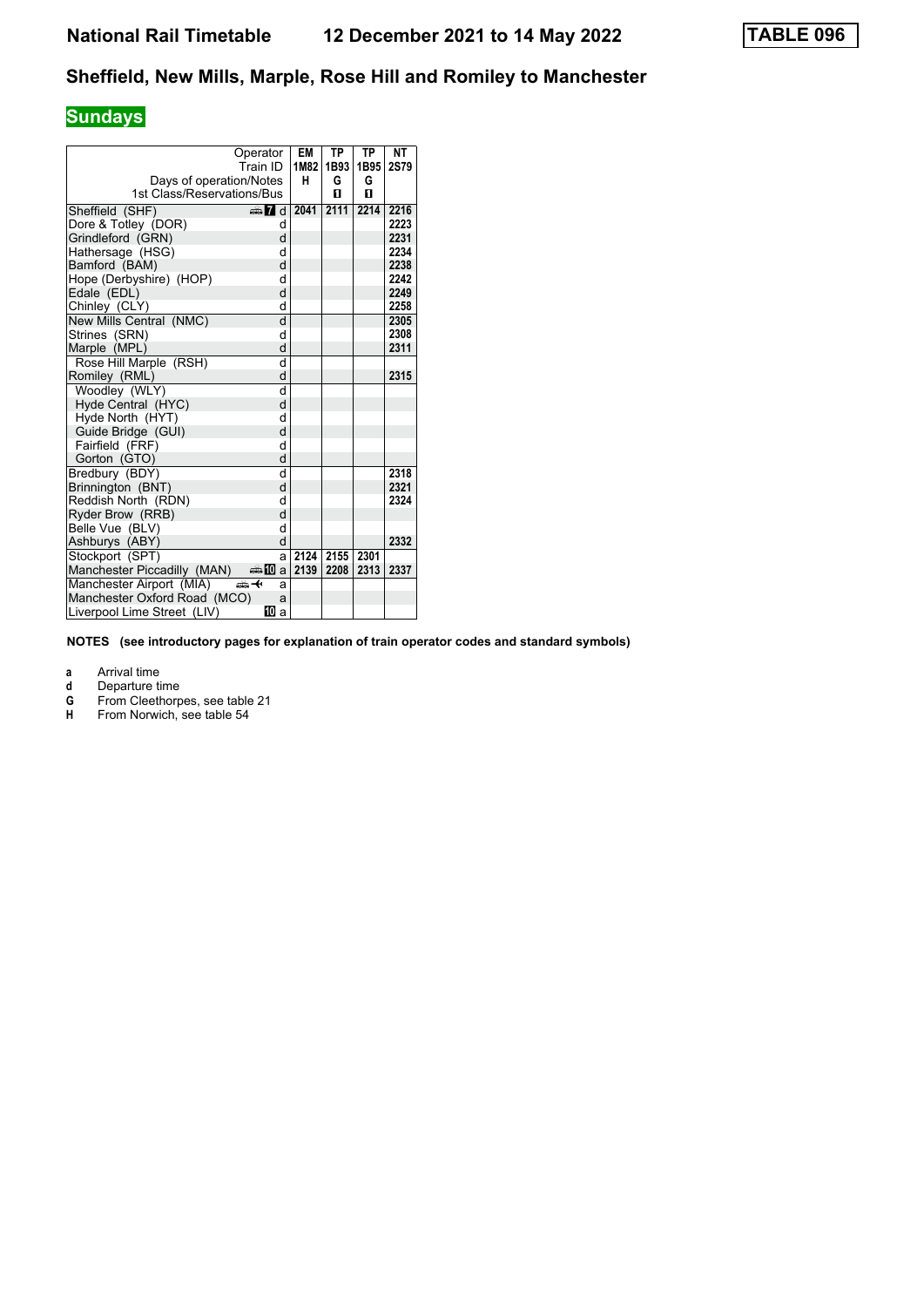# National Rail Timetable 12 December 2021 to 14 May 2022 TABLE 096

## Sheffield, New Mills, Marple, Rose Hill and Romiley to Manchester

### Sundays

| Operator | | EM | TP | TP | NT |
|---|---|---|---|---|---|
| Train ID | | 1M82 | 1B93 | 1B95 | 2S79 |
| Days of operation/Notes | | H | G | G | |
| 1st Class/Reservations/Bus | | | 1 | 1 | |
| Sheffield (SHF) | 7 d | 2041 | 2111 | 2214 | 2216 |
| Dore & Totley (DOR) | d | | | | 2223 |
| Grindleford (GRN) | d | | | | 2231 |
| Hathersage (HSG) | d | | | | 2234 |
| Bamford (BAM) | d | | | | 2238 |
| Hope (Derbyshire) (HOP) | d | | | | 2242 |
| Edale (EDL) | d | | | | 2249 |
| Chinley (CLY) | d | | | | 2258 |
| New Mills Central (NMC) | d | | | | 2305 |
| Strines (SRN) | d | | | | 2308 |
| Marple (MPL) | d | | | | 2311 |
| Rose Hill Marple (RSH) | d | | | | |
| Romiley (RML) | d | | | | 2315 |
| Woodley (WLY) | d | | | | |
| Hyde Central (HYC) | d | | | | |
| Hyde North (HYT) | d | | | | |
| Guide Bridge (GUI) | d | | | | |
| Fairfield (FRF) | d | | | | |
| Gorton (GTO) | d | | | | |
| Bredbury (BDY) | d | | | | 2318 |
| Brinnington (BNT) | d | | | | 2321 |
| Reddish North (RDN) | d | | | | 2324 |
| Ryder Brow (RRB) | d | | | | |
| Belle Vue (BLV) | d | | | | |
| Ashburys (ABY) | d | | | | 2332 |
| Stockport (SPT) | a | 2124 | 2155 | 2301 | |
| Manchester Piccadilly (MAN) | 10 a | 2139 | 2208 | 2313 | 2337 |
| Manchester Airport (MIA) | a | | | | |
| Manchester Oxford Road (MCO) | a | | | | |
| Liverpool Lime Street (LIV) | 10 a | | | | |

**NOTES (see introductory pages for explanation of train operator codes and standard symbols)**

- **a** Arrival time
- **d** Departure time
- **G** From Cleethorpes, see table 21
- **H** From Norwich, see table 54